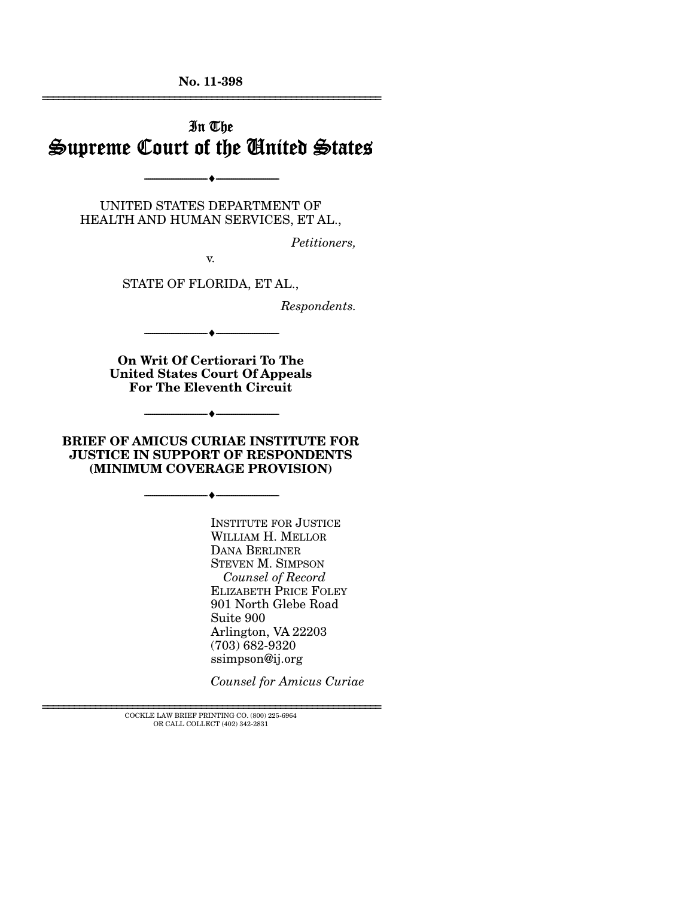**No. 11-398**

---

# In The Supreme Court of the United States

---

UNITED STATES DEPARTMENT OF HEALTH AND HUMAN SERVICES, ET AL.,

*Petitioners,*

v.

STATE OF FLORIDA, ET AL.,

*Respondents.*

---

**On Writ Of Certiorari To The United States Court Of Appeals For The Eleventh Circuit**

---

**BRIEF OF AMICUS CURIAE INSTITUTE FOR JUSTICE IN SUPPORT OF RESPONDENTS (MINIMUM COVERAGE PROVISION)**

---

INSTITUTE FOR JUSTICE
WILLIAM H. MELLOR
DANA BERLINER
STEVEN M. SIMPSON
*Counsel of Record*
ELIZABETH PRICE FOLEY
901 North Glebe Road
Suite 900
Arlington, VA 22203
(703) 682-9320
ssimpson@ij.org

*Counsel for Amicus Curiae*

---

COCKLE LAW BRIEF PRINTING CO. (800) 225-6964
OR CALL COLLECT (402) 342-2831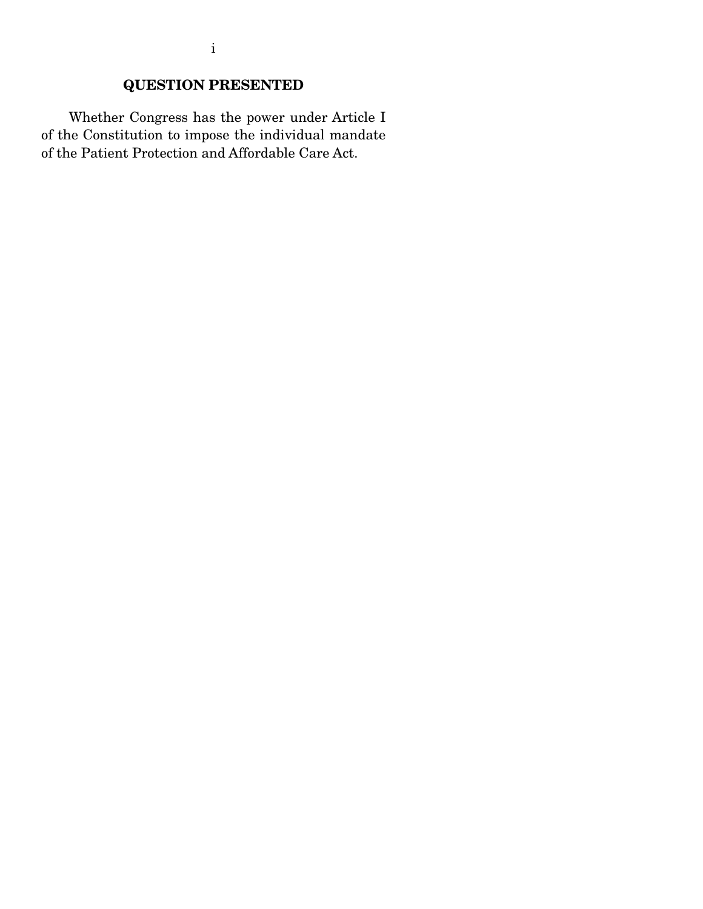## QUESTION PRESENTED

Whether Congress has the power under Article I of the Constitution to impose the individual mandate of the Patient Protection and Affordable Care Act.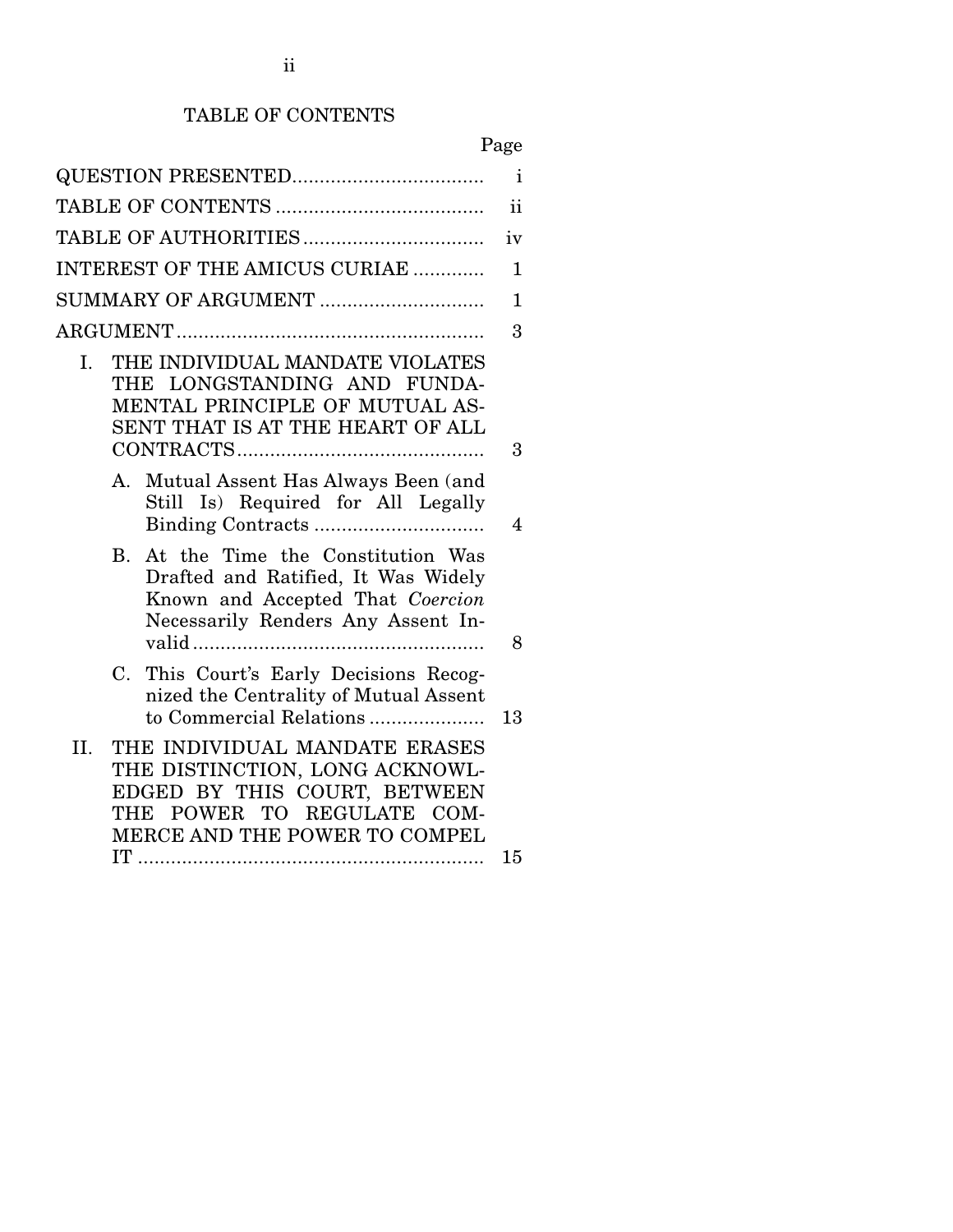## TABLE OF CONTENTS

| | Page |
|---|---|
| QUESTION PRESENTED | i |
| TABLE OF CONTENTS | ii |
| TABLE OF AUTHORITIES | iv |
| INTEREST OF THE AMICUS CURIAE | 1 |
| SUMMARY OF ARGUMENT | 1 |
| ARGUMENT | 3 |
| I. THE INDIVIDUAL MANDATE VIOLATES THE LONGSTANDING AND FUNDAMENTAL PRINCIPLE OF MUTUAL ASSENT THAT IS AT THE HEART OF ALL CONTRACTS | 3 |
| A. Mutual Assent Has Always Been (and Still Is) Required for All Legally Binding Contracts | 4 |
| B. At the Time the Constitution Was Drafted and Ratified, It Was Widely Known and Accepted That *Coercion* Necessarily Renders Any Assent Invalid | 8 |
| C. This Court's Early Decisions Recognized the Centrality of Mutual Assent to Commercial Relations | 13 |
| II. THE INDIVIDUAL MANDATE ERASES THE DISTINCTION, LONG ACKNOWLEDGED BY THIS COURT, BETWEEN THE POWER TO REGULATE COMMERCE AND THE POWER TO COMPEL IT | 15 |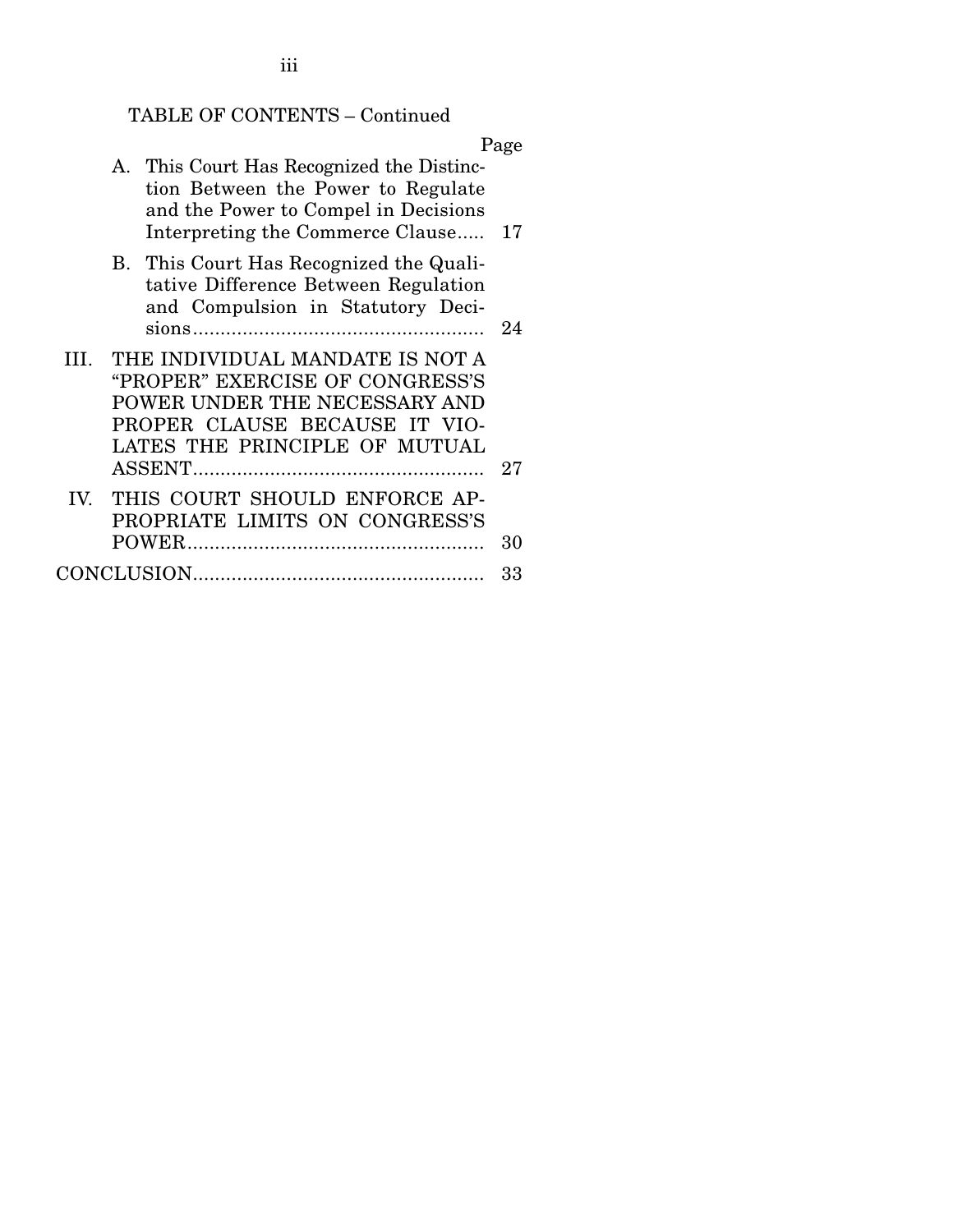TABLE OF CONTENTS – Continued

| | Page |
|---|---|
| A. This Court Has Recognized the Distinction Between the Power to Regulate and the Power to Compel in Decisions Interpreting the Commerce Clause | 17 |
| B. This Court Has Recognized the Qualitative Difference Between Regulation and Compulsion in Statutory Decisions | 24 |
| III. THE INDIVIDUAL MANDATE IS NOT A "PROPER" EXERCISE OF CONGRESS'S POWER UNDER THE NECESSARY AND PROPER CLAUSE BECAUSE IT VIOLATES THE PRINCIPLE OF MUTUAL ASSENT | 27 |
| IV. THIS COURT SHOULD ENFORCE APPROPRIATE LIMITS ON CONGRESS'S POWER | 30 |
| CONCLUSION | 33 |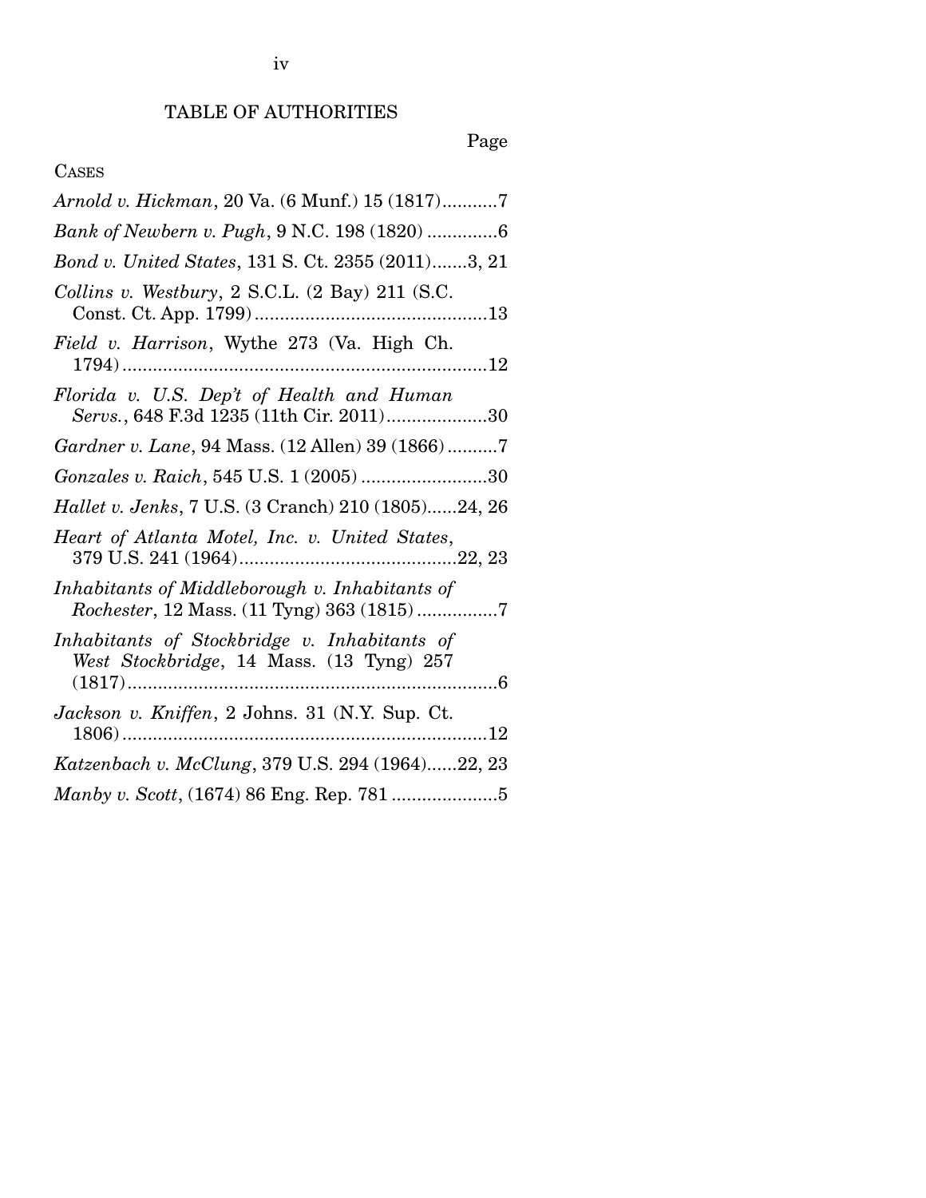# TABLE OF AUTHORITIES

Page

CASES

*Arnold v. Hickman*, 20 Va. (6 Munf.) 15 (1817)...........7

*Bank of Newbern v. Pugh*, 9 N.C. 198 (1820) ..............6

*Bond v. United States*, 131 S. Ct. 2355 (2011).......3, 21

*Collins v. Westbury*, 2 S.C.L. (2 Bay) 211 (S.C. Const. Ct. App. 1799)..............................................13

*Field v. Harrison*, Wythe 273 (Va. High Ch. 1794).........................................................................12

*Florida v. U.S. Dep't of Health and Human Servs.*, 648 F.3d 1235 (11th Cir. 2011)....................30

*Gardner v. Lane*, 94 Mass. (12 Allen) 39 (1866)..........7

*Gonzales v. Raich*, 545 U.S. 1 (2005).........................30

*Hallet v. Jenks*, 7 U.S. (3 Cranch) 210 (1805)......24, 26

*Heart of Atlanta Motel, Inc. v. United States*, 379 U.S. 241 (1964)...........................................22, 23

*Inhabitants of Middleborough v. Inhabitants of Rochester*, 12 Mass. (11 Tyng) 363 (1815)................7

*Inhabitants of Stockbridge v. Inhabitants of West Stockbridge*, 14 Mass. (13 Tyng) 257 (1817).........................................................................6

*Jackson v. Kniffen*, 2 Johns. 31 (N.Y. Sup. Ct. 1806).........................................................................12

*Katzenbach v. McClung*, 379 U.S. 294 (1964)......22, 23

*Manby v. Scott*, (1674) 86 Eng. Rep. 781.....................5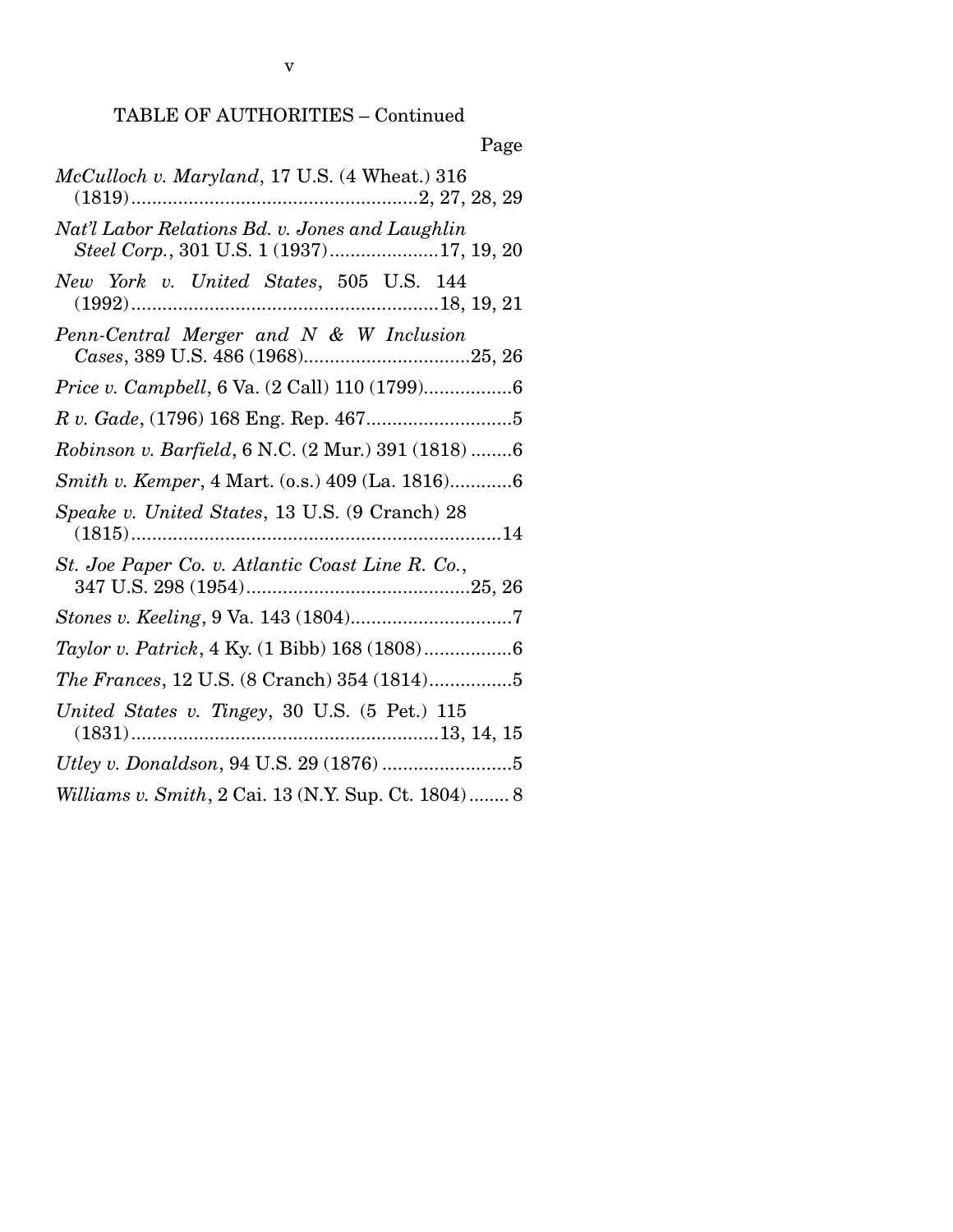TABLE OF AUTHORITIES – Continued

Page

*McCulloch v. Maryland*, 17 U.S. (4 Wheat.) 316 (1819)........................................................2, 27, 28, 29

*Nat'l Labor Relations Bd. v. Jones and Laughlin Steel Corp.*, 301 U.S. 1 (1937)......................17, 19, 20

*New York v. United States*, 505 U.S. 144 (1992)...........................................................18, 19, 21

*Penn-Central Merger and N & W Inclusion Cases*, 389 U.S. 486 (1968)................................25, 26

*Price v. Campbell*, 6 Va. (2 Call) 110 (1799)..................6

*R v. Gade*, (1796) 168 Eng. Rep. 467............................5

*Robinson v. Barfield*, 6 N.C. (2 Mur.) 391 (1818) ........6

*Smith v. Kemper*, 4 Mart. (o.s.) 409 (La. 1816)............6

*Speake v. United States*, 13 U.S. (9 Cranch) 28 (1815).......................................................................14

*St. Joe Paper Co. v. Atlantic Coast Line R. Co.*, 347 U.S. 298 (1954)...........................................25, 26

*Stones v. Keeling*, 9 Va. 143 (1804)...............................7

*Taylor v. Patrick*, 4 Ky. (1 Bibb) 168 (1808).................6

*The Frances*, 12 U.S. (8 Cranch) 354 (1814)................5

*United States v. Tingey*, 30 U.S. (5 Pet.) 115 (1831)...........................................................13, 14, 15

*Utley v. Donaldson*, 94 U.S. 29 (1876) .........................5

*Williams v. Smith*, 2 Cai. 13 (N.Y. Sup. Ct. 1804)........ 8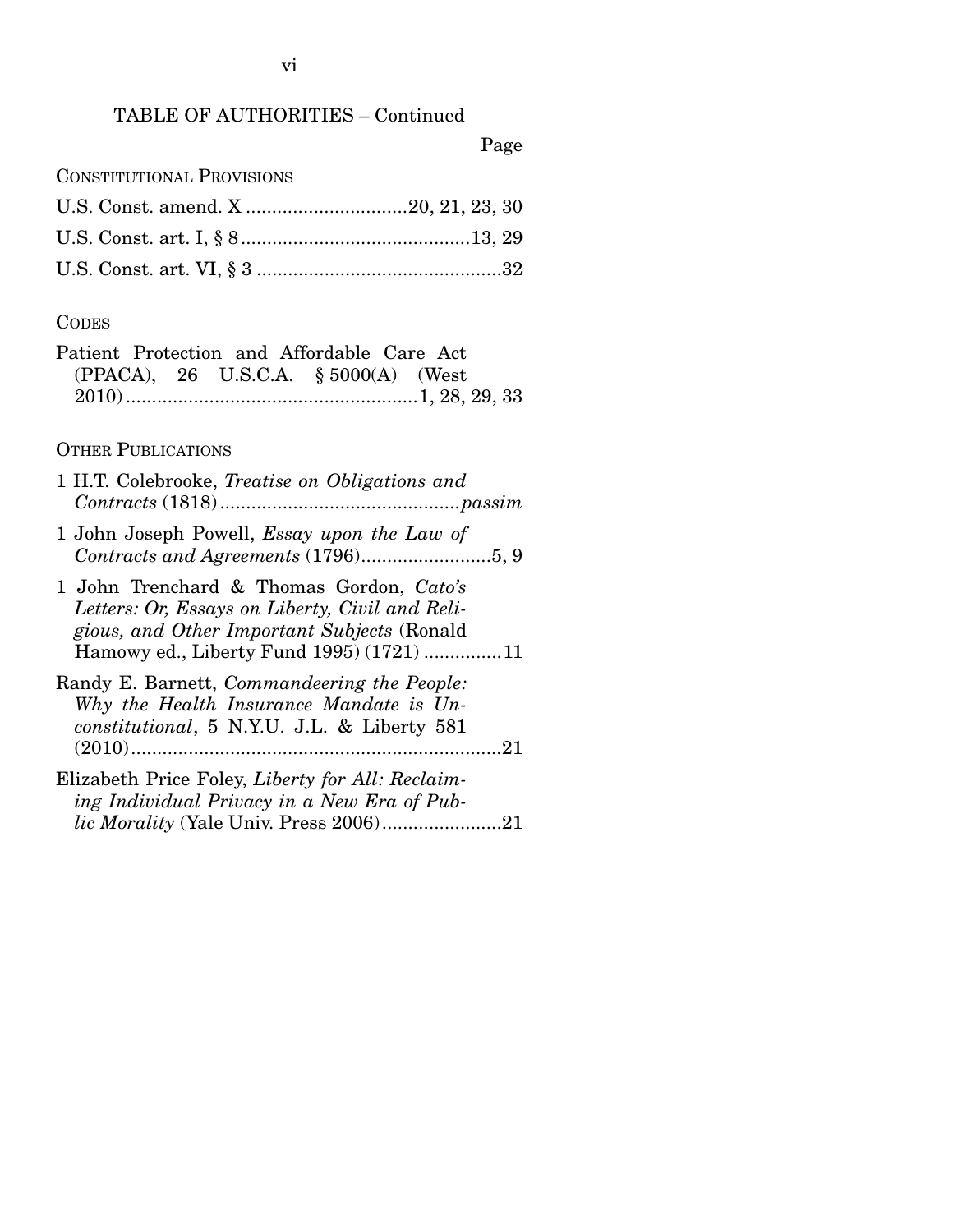TABLE OF AUTHORITIES – Continued

Page

CONSTITUTIONAL PROVISIONS

U.S. Const. amend. X ..............................20, 21, 23, 30

U.S. Const. art. I, § 8...........................................13, 29

U.S. Const. art. VI, § 3 ..............................................32

CODES

Patient Protection and Affordable Care Act (PPACA), 26 U.S.C.A. § 5000(A) (West 2010).......................................................1, 28, 29, 33

OTHER PUBLICATIONS

1 H.T. Colebrooke, *Treatise on Obligations and Contracts* (1818).............................................*passim*

1 John Joseph Powell, *Essay upon the Law of Contracts and Agreements* (1796).........................5, 9

1 John Trenchard & Thomas Gordon, *Cato's Letters: Or, Essays on Liberty, Civil and Religious, and Other Important Subjects* (Ronald Hamowy ed., Liberty Fund 1995) (1721) ...............11

Randy E. Barnett, *Commandeering the People: Why the Health Insurance Mandate is Unconstitutional*, 5 N.Y.U. J.L. & Liberty 581 (2010).......................................................................21

Elizabeth Price Foley, *Liberty for All: Reclaiming Individual Privacy in a New Era of Public Morality* (Yale Univ. Press 2006).......................21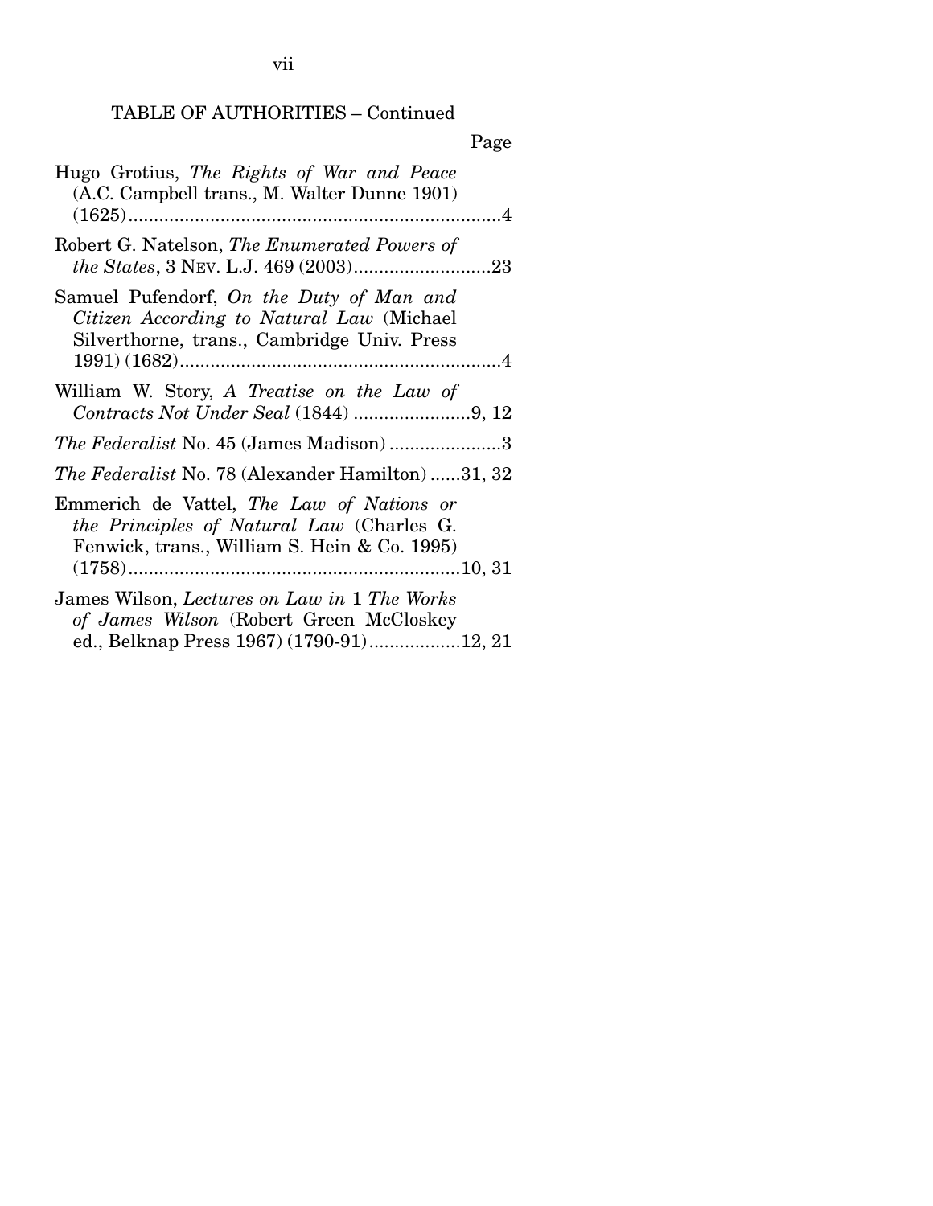TABLE OF AUTHORITIES – Continued

Page

Hugo Grotius, *The Rights of War and Peace* (A.C. Campbell trans., M. Walter Dunne 1901) (1625)..........................................................................4

Robert G. Natelson, *The Enumerated Powers of the States*, 3 NEV. L.J. 469 (2003)...........................23

Samuel Pufendorf, *On the Duty of Man and Citizen According to Natural Law* (Michael Silverthorne, trans., Cambridge Univ. Press 1991) (1682)................................................................4

William W. Story, *A Treatise on the Law of Contracts Not Under Seal* (1844) .......................9, 12

*The Federalist* No. 45 (James Madison) ......................3

*The Federalist* No. 78 (Alexander Hamilton) ......31, 32

Emmerich de Vattel, *The Law of Nations or the Principles of Natural Law* (Charles G. Fenwick, trans., William S. Hein & Co. 1995) (1758).................................................................10, 31

James Wilson, *Lectures on Law in* 1 *The Works of James Wilson* (Robert Green McCloskey ed., Belknap Press 1967) (1790-91)..................12, 21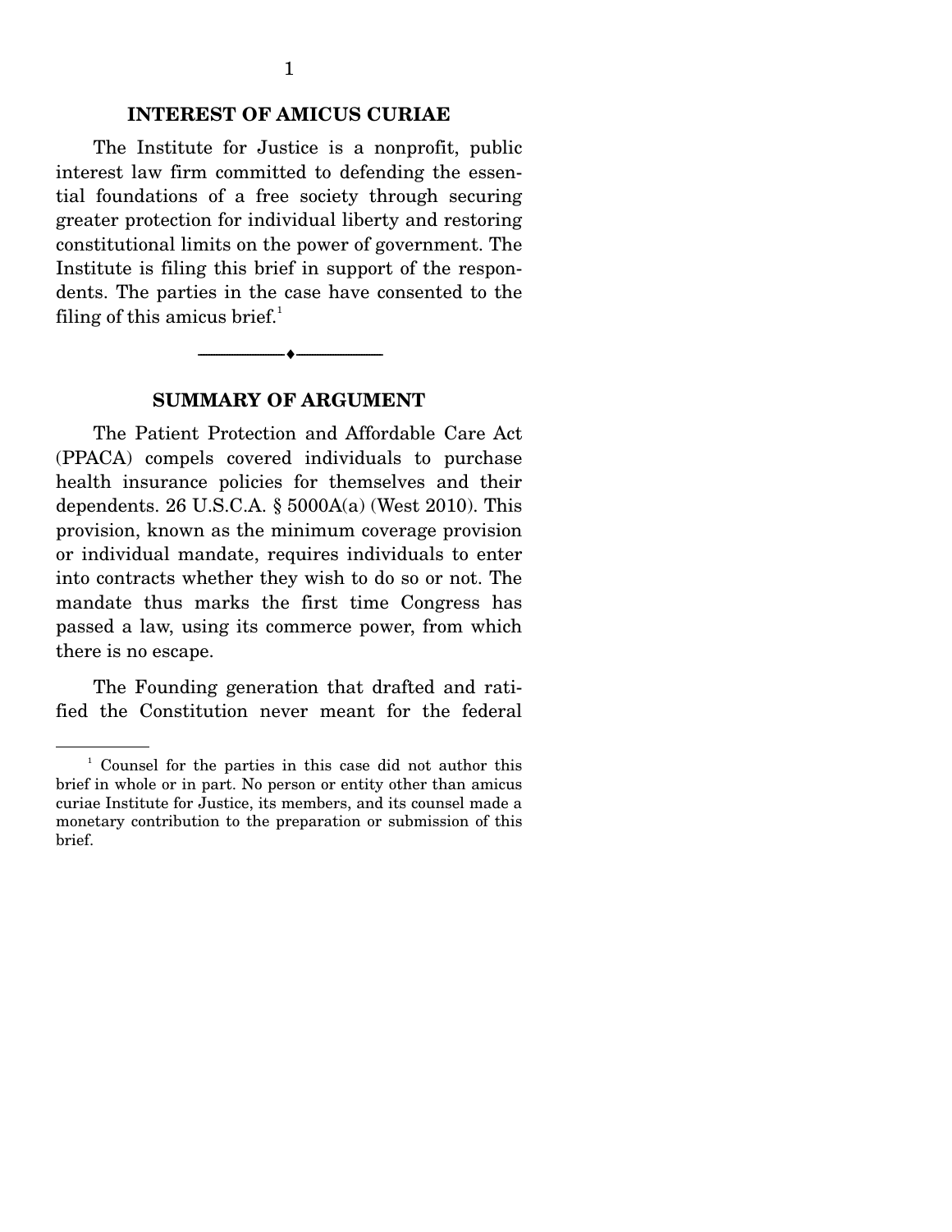## INTEREST OF AMICUS CURIAE

The Institute for Justice is a nonprofit, public interest law firm committed to defending the essential foundations of a free society through securing greater protection for individual liberty and restoring constitutional limits on the power of government. The Institute is filing this brief in support of the respondents. The parties in the case have consented to the filing of this amicus brief.[1]

---

## SUMMARY OF ARGUMENT

The Patient Protection and Affordable Care Act (PPACA) compels covered individuals to purchase health insurance policies for themselves and their dependents. 26 U.S.C.A. § 5000A(a) (West 2010). This provision, known as the minimum coverage provision or individual mandate, requires individuals to enter into contracts whether they wish to do so or not. The mandate thus marks the first time Congress has passed a law, using its commerce power, from which there is no escape.

The Founding generation that drafted and ratified the Constitution never meant for the federal

[1] Counsel for the parties in this case did not author this brief in whole or in part. No person or entity other than amicus curiae Institute for Justice, its members, and its counsel made a monetary contribution to the preparation or submission of this brief.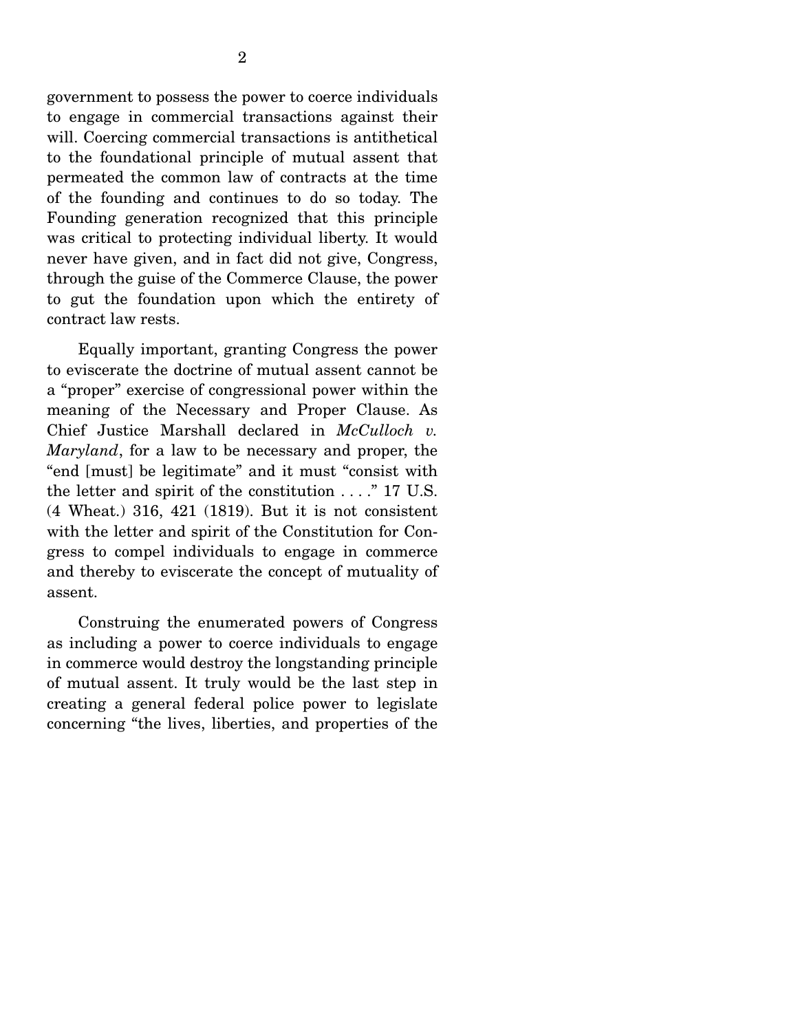government to possess the power to coerce individuals to engage in commercial transactions against their will. Coercing commercial transactions is antithetical to the foundational principle of mutual assent that permeated the common law of contracts at the time of the founding and continues to do so today. The Founding generation recognized that this principle was critical to protecting individual liberty. It would never have given, and in fact did not give, Congress, through the guise of the Commerce Clause, the power to gut the foundation upon which the entirety of contract law rests.

Equally important, granting Congress the power to eviscerate the doctrine of mutual assent cannot be a "proper" exercise of congressional power within the meaning of the Necessary and Proper Clause. As Chief Justice Marshall declared in *McCulloch v. Maryland*, for a law to be necessary and proper, the "end [must] be legitimate" and it must "consist with the letter and spirit of the constitution . . . ." 17 U.S. (4 Wheat.) 316, 421 (1819). But it is not consistent with the letter and spirit of the Constitution for Congress to compel individuals to engage in commerce and thereby to eviscerate the concept of mutuality of assent.

Construing the enumerated powers of Congress as including a power to coerce individuals to engage in commerce would destroy the longstanding principle of mutual assent. It truly would be the last step in creating a general federal police power to legislate concerning "the lives, liberties, and properties of the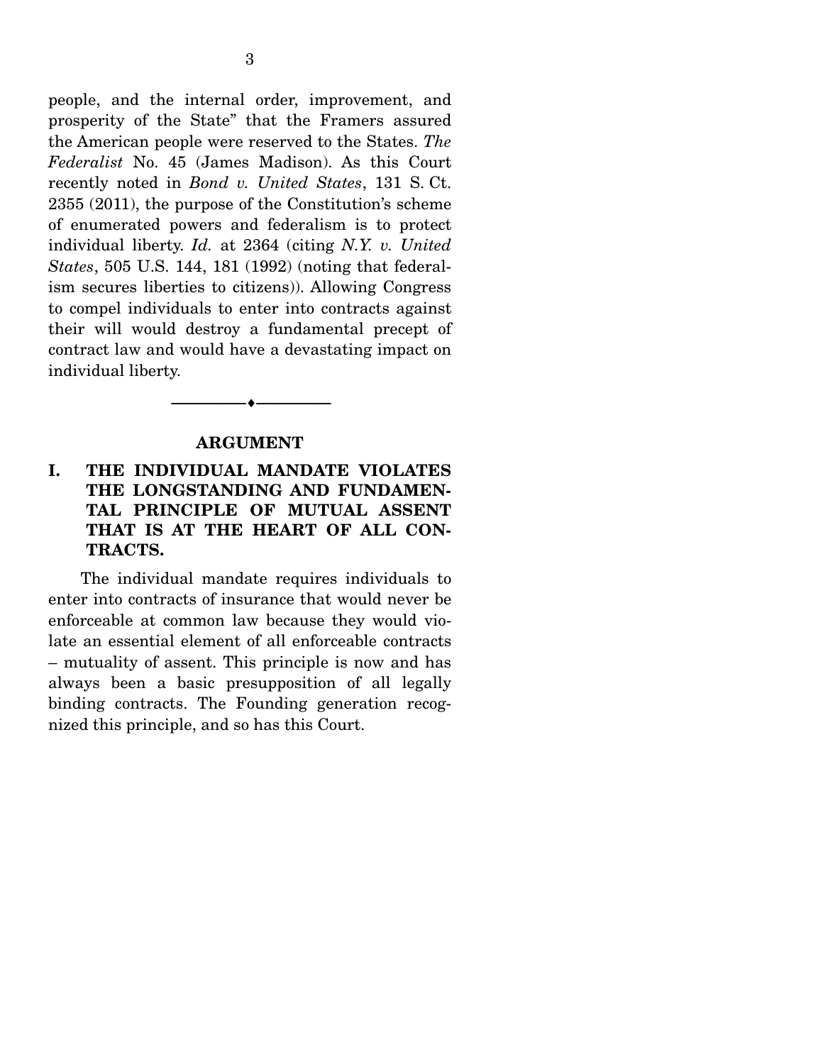people, and the internal order, improvement, and prosperity of the State" that the Framers assured the American people were reserved to the States. *The Federalist* No. 45 (James Madison). As this Court recently noted in *Bond v. United States*, 131 S. Ct. 2355 (2011), the purpose of the Constitution's scheme of enumerated powers and federalism is to protect individual liberty. *Id.* at 2364 (citing *N.Y. v. United States*, 505 U.S. 144, 181 (1992) (noting that federalism secures liberties to citizens)). Allowing Congress to compel individuals to enter into contracts against their will would destroy a fundamental precept of contract law and would have a devastating impact on individual liberty.

---

## ARGUMENT

### I. THE INDIVIDUAL MANDATE VIOLATES THE LONGSTANDING AND FUNDAMENTAL PRINCIPLE OF MUTUAL ASSENT THAT IS AT THE HEART OF ALL CONTRACTS.

The individual mandate requires individuals to enter into contracts of insurance that would never be enforceable at common law because they would violate an essential element of all enforceable contracts – mutuality of assent. This principle is now and has always been a basic presupposition of all legally binding contracts. The Founding generation recognized this principle, and so has this Court.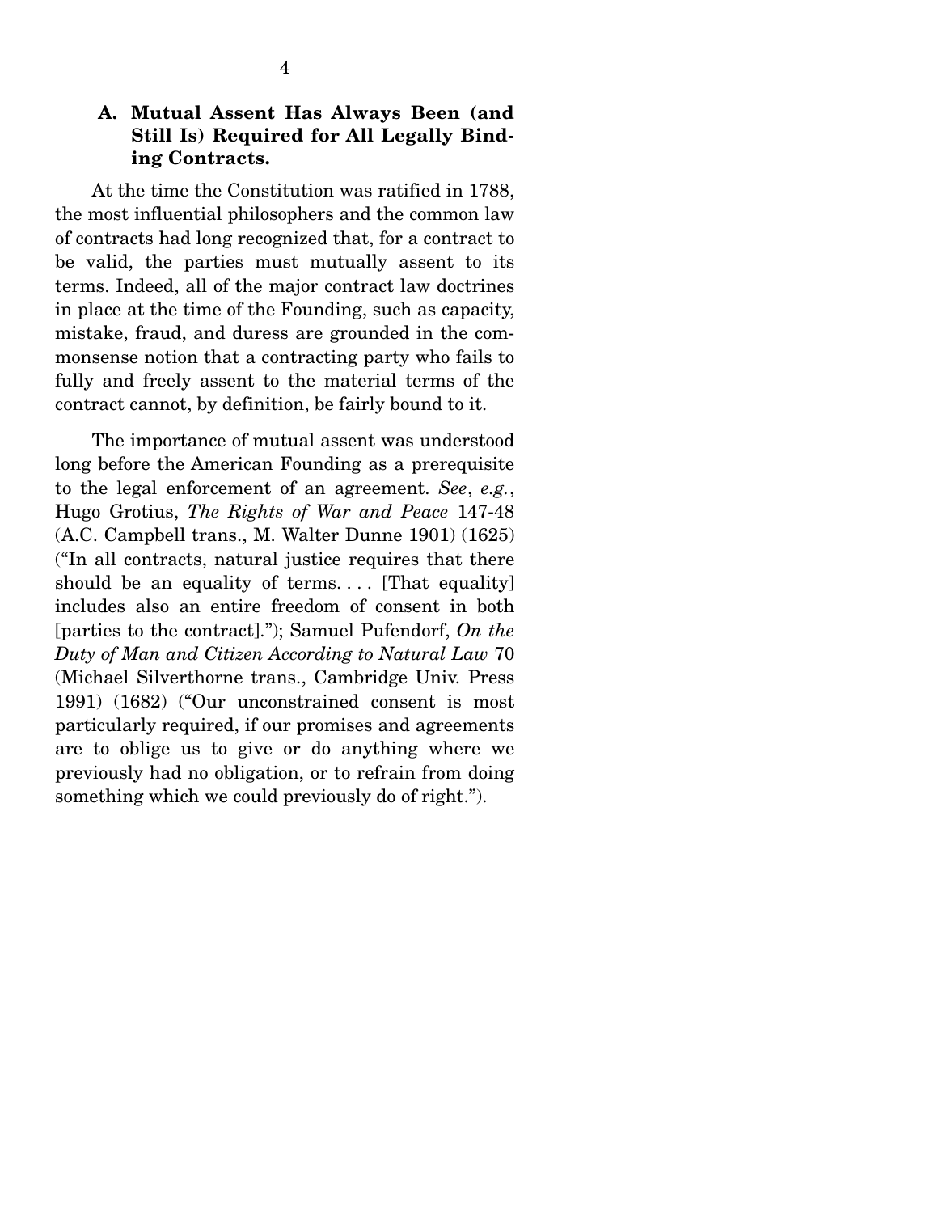### A. Mutual Assent Has Always Been (and Still Is) Required for All Legally Binding Contracts.

At the time the Constitution was ratified in 1788, the most influential philosophers and the common law of contracts had long recognized that, for a contract to be valid, the parties must mutually assent to its terms. Indeed, all of the major contract law doctrines in place at the time of the Founding, such as capacity, mistake, fraud, and duress are grounded in the commonsense notion that a contracting party who fails to fully and freely assent to the material terms of the contract cannot, by definition, be fairly bound to it.

The importance of mutual assent was understood long before the American Founding as a prerequisite to the legal enforcement of an agreement. *See*, *e.g.*, Hugo Grotius, *The Rights of War and Peace* 147-48 (A.C. Campbell trans., M. Walter Dunne 1901) (1625) ("In all contracts, natural justice requires that there should be an equality of terms. . . . [That equality] includes also an entire freedom of consent in both [parties to the contract]."); Samuel Pufendorf, *On the Duty of Man and Citizen According to Natural Law* 70 (Michael Silverthorne trans., Cambridge Univ. Press 1991) (1682) ("Our unconstrained consent is most particularly required, if our promises and agreements are to oblige us to give or do anything where we previously had no obligation, or to refrain from doing something which we could previously do of right.").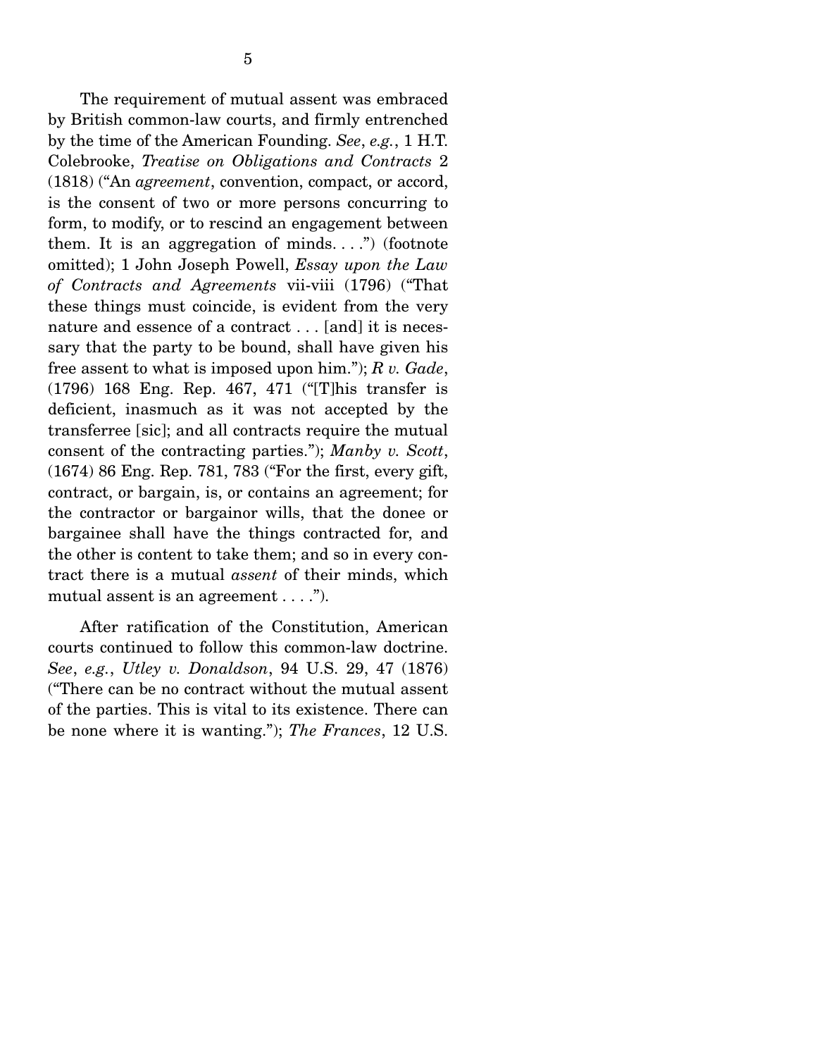The requirement of mutual assent was embraced by British common-law courts, and firmly entrenched by the time of the American Founding. *See*, *e.g.*, 1 H.T. Colebrooke, *Treatise on Obligations and Contracts* 2 (1818) ("An *agreement*, convention, compact, or accord, is the consent of two or more persons concurring to form, to modify, or to rescind an engagement between them. It is an aggregation of minds. . . .") (footnote omitted); 1 John Joseph Powell, *Essay upon the Law of Contracts and Agreements* vii-viii (1796) ("That these things must coincide, is evident from the very nature and essence of a contract . . . [and] it is necessary that the party to be bound, shall have given his free assent to what is imposed upon him."); *R v. Gade*, (1796) 168 Eng. Rep. 467, 471 ("[T]his transfer is deficient, inasmuch as it was not accepted by the transferree [sic]; and all contracts require the mutual consent of the contracting parties."); *Manby v. Scott*, (1674) 86 Eng. Rep. 781, 783 ("For the first, every gift, contract, or bargain, is, or contains an agreement; for the contractor or bargainor wills, that the donee or bargainee shall have the things contracted for, and the other is content to take them; and so in every contract there is a mutual *assent* of their minds, which mutual assent is an agreement . . . .").

After ratification of the Constitution, American courts continued to follow this common-law doctrine. *See*, *e.g.*, *Utley v. Donaldson*, 94 U.S. 29, 47 (1876) ("There can be no contract without the mutual assent of the parties. This is vital to its existence. There can be none where it is wanting."); *The Frances*, 12 U.S.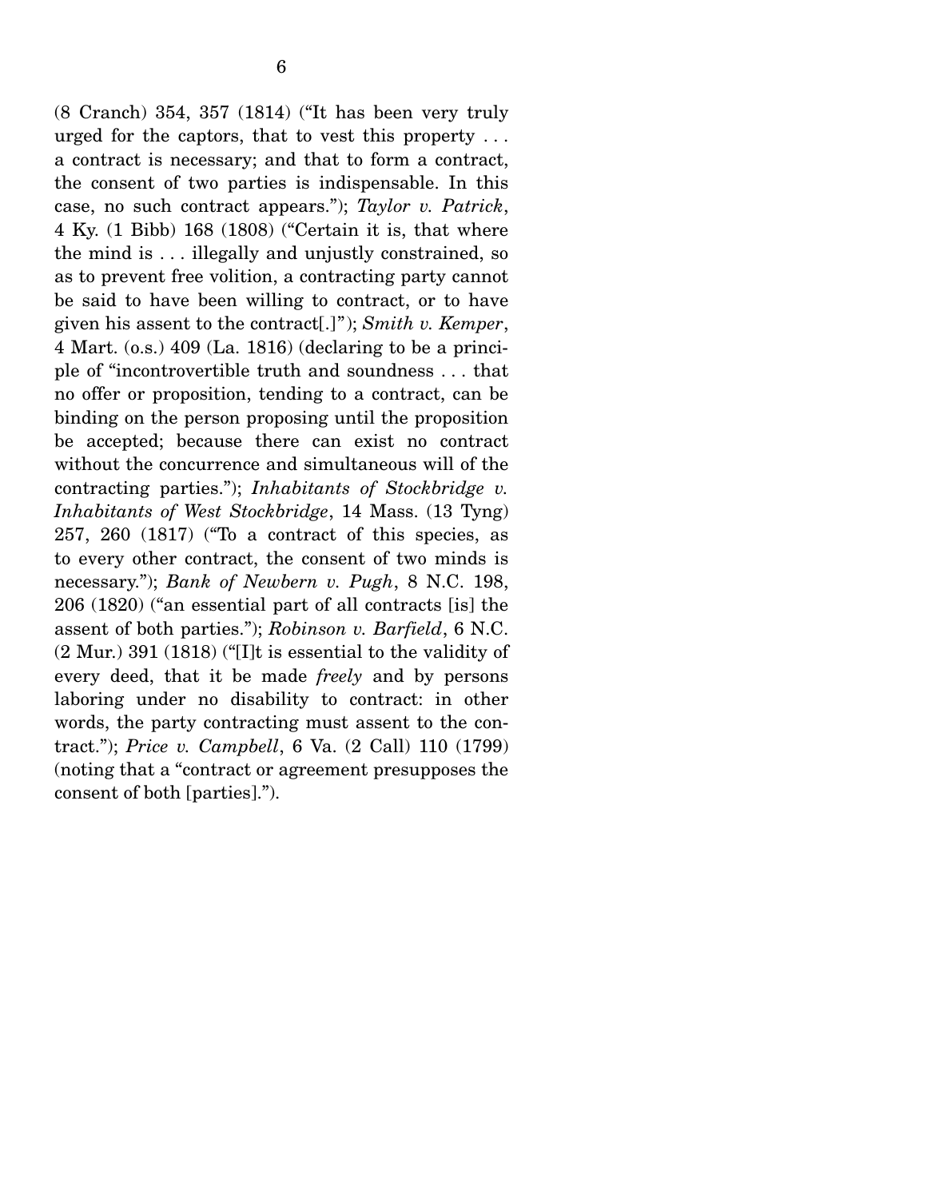(8 Cranch) 354, 357 (1814) ("It has been very truly urged for the captors, that to vest this property . . . a contract is necessary; and that to form a contract, the consent of two parties is indispensable. In this case, no such contract appears."); *Taylor v. Patrick*, 4 Ky. (1 Bibb) 168 (1808) ("Certain it is, that where the mind is . . . illegally and unjustly constrained, so as to prevent free volition, a contracting party cannot be said to have been willing to contract, or to have given his assent to the contract[.]"); *Smith v. Kemper*, 4 Mart. (o.s.) 409 (La. 1816) (declaring to be a principle of "incontrovertible truth and soundness . . . that no offer or proposition, tending to a contract, can be binding on the person proposing until the proposition be accepted; because there can exist no contract without the concurrence and simultaneous will of the contracting parties."); *Inhabitants of Stockbridge v. Inhabitants of West Stockbridge*, 14 Mass. (13 Tyng) 257, 260 (1817) ("To a contract of this species, as to every other contract, the consent of two minds is necessary."); *Bank of Newbern v. Pugh*, 8 N.C. 198, 206 (1820) ("an essential part of all contracts [is] the assent of both parties."); *Robinson v. Barfield*, 6 N.C. (2 Mur.) 391 (1818) ("[I]t is essential to the validity of every deed, that it be made *freely* and by persons laboring under no disability to contract: in other words, the party contracting must assent to the contract."); *Price v. Campbell*, 6 Va. (2 Call) 110 (1799) (noting that a "contract or agreement presupposes the consent of both [parties].").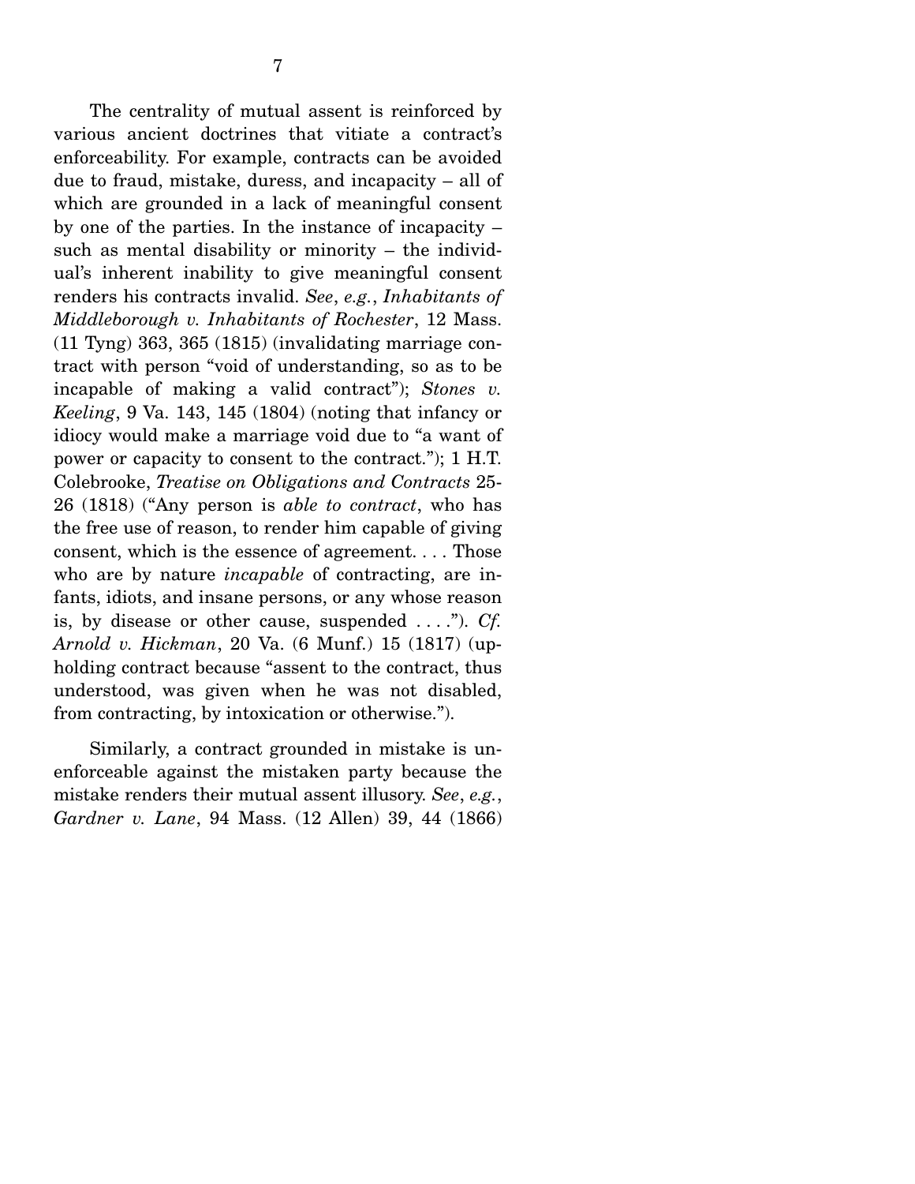The centrality of mutual assent is reinforced by various ancient doctrines that vitiate a contract's enforceability. For example, contracts can be avoided due to fraud, mistake, duress, and incapacity – all of which are grounded in a lack of meaningful consent by one of the parties. In the instance of incapacity – such as mental disability or minority – the individual's inherent inability to give meaningful consent renders his contracts invalid. *See*, *e.g.*, *Inhabitants of Middleborough v. Inhabitants of Rochester*, 12 Mass. (11 Tyng) 363, 365 (1815) (invalidating marriage contract with person "void of understanding, so as to be incapable of making a valid contract"); *Stones v. Keeling*, 9 Va. 143, 145 (1804) (noting that infancy or idiocy would make a marriage void due to "a want of power or capacity to consent to the contract."); 1 H.T. Colebrooke, *Treatise on Obligations and Contracts* 25-26 (1818) ("Any person is *able to contract*, who has the free use of reason, to render him capable of giving consent, which is the essence of agreement. . . . Those who are by nature *incapable* of contracting, are infants, idiots, and insane persons, or any whose reason is, by disease or other cause, suspended . . . ."). *Cf. Arnold v. Hickman*, 20 Va. (6 Munf.) 15 (1817) (upholding contract because "assent to the contract, thus understood, was given when he was not disabled, from contracting, by intoxication or otherwise.").

Similarly, a contract grounded in mistake is unenforceable against the mistaken party because the mistake renders their mutual assent illusory. *See*, *e.g.*, *Gardner v. Lane*, 94 Mass. (12 Allen) 39, 44 (1866)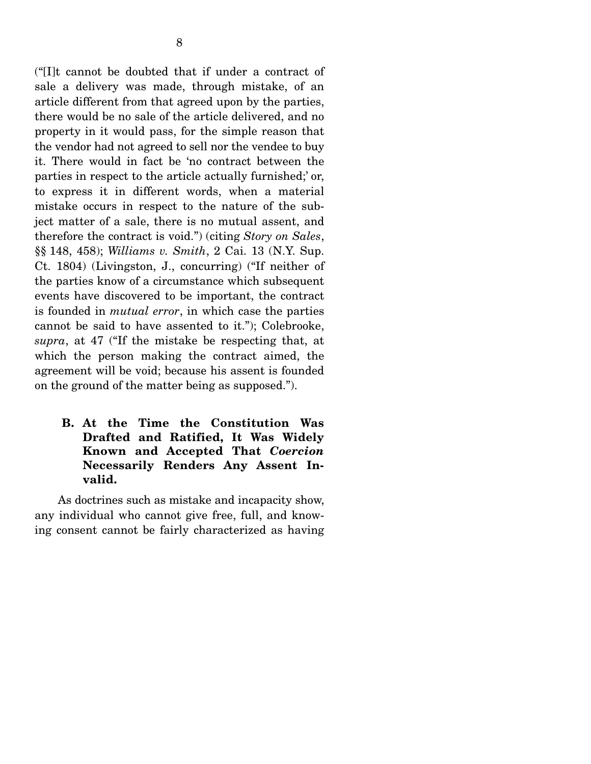("[I]t cannot be doubted that if under a contract of sale a delivery was made, through mistake, of an article different from that agreed upon by the parties, there would be no sale of the article delivered, and no property in it would pass, for the simple reason that the vendor had not agreed to sell nor the vendee to buy it. There would in fact be 'no contract between the parties in respect to the article actually furnished;' or, to express it in different words, when a material mistake occurs in respect to the nature of the subject matter of a sale, there is no mutual assent, and therefore the contract is void.") (citing *Story on Sales*, §§ 148, 458); *Williams v. Smith*, 2 Cai. 13 (N.Y. Sup. Ct. 1804) (Livingston, J., concurring) ("If neither of the parties know of a circumstance which subsequent events have discovered to be important, the contract is founded in *mutual error*, in which case the parties cannot be said to have assented to it."); Colebrooke, *supra*, at 47 ("If the mistake be respecting that, at which the person making the contract aimed, the agreement will be void; because his assent is founded on the ground of the matter being as supposed.").

### B. At the Time the Constitution Was Drafted and Ratified, It Was Widely Known and Accepted That *Coercion* Necessarily Renders Any Assent Invalid.

As doctrines such as mistake and incapacity show, any individual who cannot give free, full, and knowing consent cannot be fairly characterized as having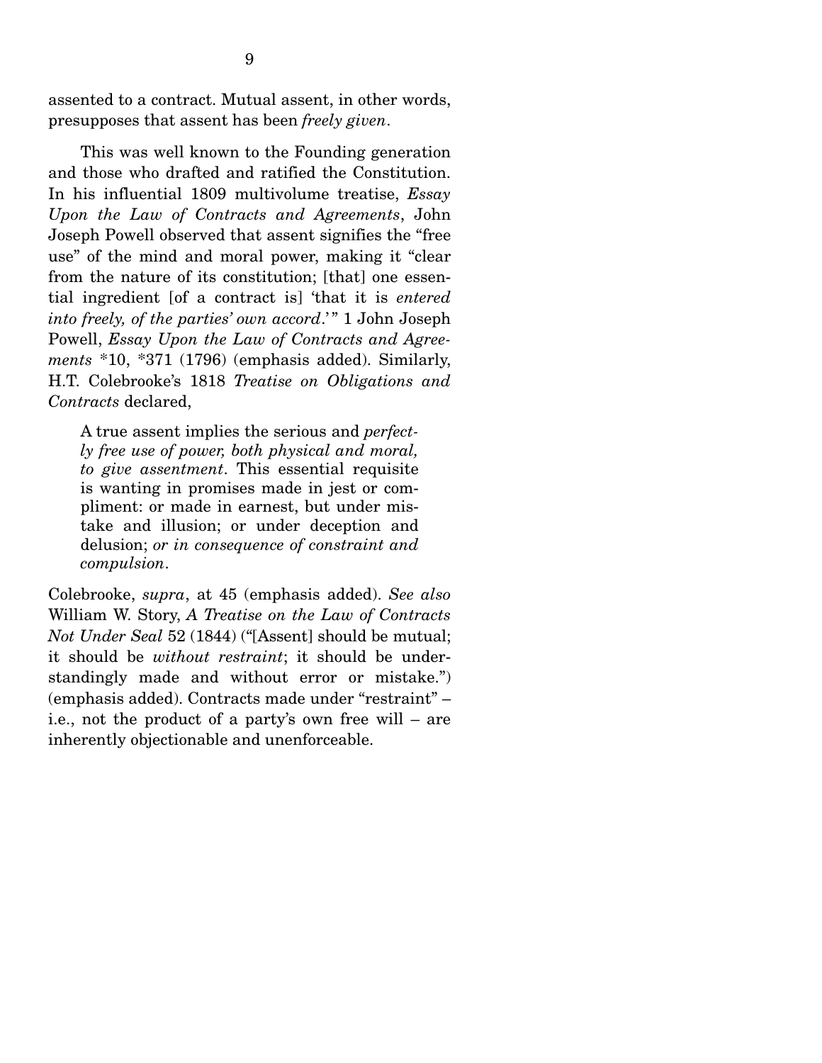assented to a contract. Mutual assent, in other words, presupposes that assent has been *freely given*.

This was well known to the Founding generation and those who drafted and ratified the Constitution. In his influential 1809 multivolume treatise, *Essay Upon the Law of Contracts and Agreements*, John Joseph Powell observed that assent signifies the "free use" of the mind and moral power, making it "clear from the nature of its constitution; [that] one essential ingredient [of a contract is] 'that it is *entered into freely, of the parties' own accord*.'" 1 John Joseph Powell, *Essay Upon the Law of Contracts and Agreements* *10, *371 (1796) (emphasis added). Similarly, H.T. Colebrooke's 1818 *Treatise on Obligations and Contracts* declared,

> A true assent implies the serious and *perfectly free use of power, both physical and moral, to give assentment*. This essential requisite is wanting in promises made in jest or compliment: or made in earnest, but under mistake and illusion; or under deception and delusion; *or in consequence of constraint and compulsion*.

Colebrooke, *supra*, at 45 (emphasis added). *See also* William W. Story, *A Treatise on the Law of Contracts Not Under Seal* 52 (1844) ("[Assent] should be mutual; it should be *without restraint*; it should be understandingly made and without error or mistake.") (emphasis added). Contracts made under "restraint" – i.e., not the product of a party's own free will – are inherently objectionable and unenforceable.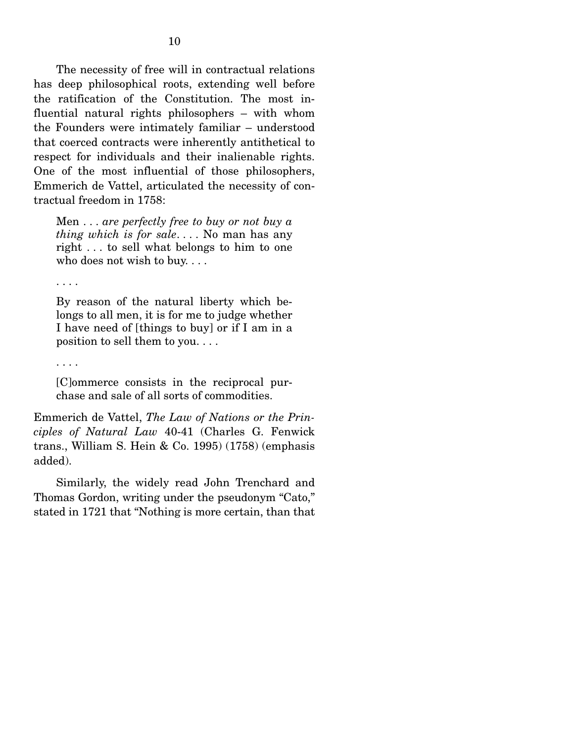The necessity of free will in contractual relations has deep philosophical roots, extending well before the ratification of the Constitution. The most influential natural rights philosophers – with whom the Founders were intimately familiar – understood that coerced contracts were inherently antithetical to respect for individuals and their inalienable rights. One of the most influential of those philosophers, Emmerich de Vattel, articulated the necessity of contractual freedom in 1758:

> Men . . . *are perfectly free to buy or not buy a thing which is for sale*. . . . No man has any right . . . to sell what belongs to him to one who does not wish to buy. . . .
>
> . . . .
>
> By reason of the natural liberty which belongs to all men, it is for me to judge whether I have need of [things to buy] or if I am in a position to sell them to you. . . .
>
> . . . .
>
> [C]ommerce consists in the reciprocal purchase and sale of all sorts of commodities.

Emmerich de Vattel, *The Law of Nations or the Principles of Natural Law* 40-41 (Charles G. Fenwick trans., William S. Hein & Co. 1995) (1758) (emphasis added).

Similarly, the widely read John Trenchard and Thomas Gordon, writing under the pseudonym "Cato," stated in 1721 that "Nothing is more certain, than that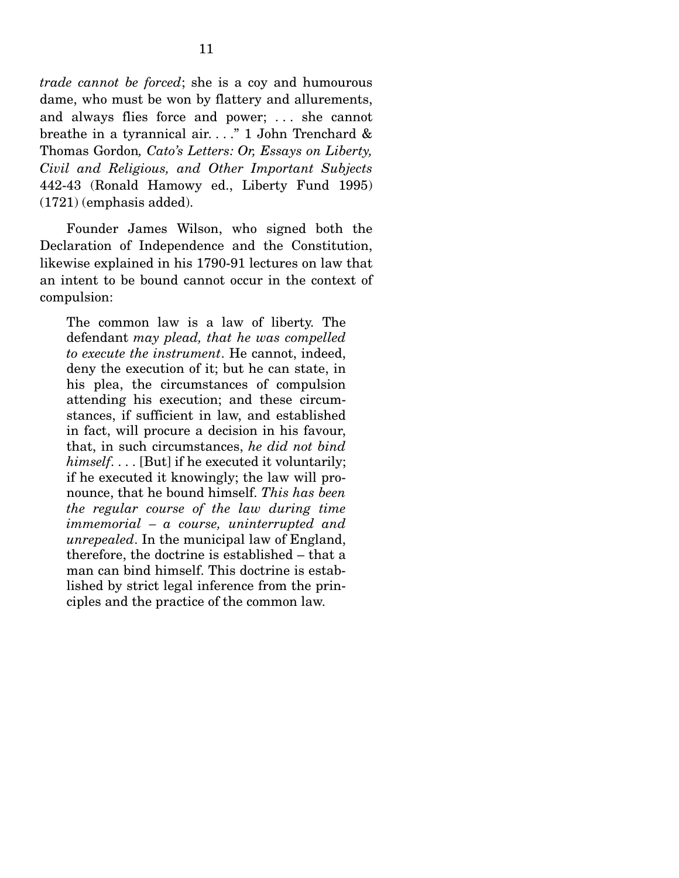*trade cannot be forced*; she is a coy and humourous dame, who must be won by flattery and allurements, and always flies force and power; . . . she cannot breathe in a tyrannical air. . . ." 1 John Trenchard & Thomas Gordon*, Cato's Letters: Or, Essays on Liberty, Civil and Religious, and Other Important Subjects* 442-43 (Ronald Hamowy ed., Liberty Fund 1995) (1721) (emphasis added).

Founder James Wilson, who signed both the Declaration of Independence and the Constitution, likewise explained in his 1790-91 lectures on law that an intent to be bound cannot occur in the context of compulsion:

> The common law is a law of liberty. The defendant *may plead, that he was compelled to execute the instrument*. He cannot, indeed, deny the execution of it; but he can state, in his plea, the circumstances of compulsion attending his execution; and these circumstances, if sufficient in law, and established in fact, will procure a decision in his favour, that, in such circumstances, *he did not bind himself*. . . . [But] if he executed it voluntarily; if he executed it knowingly; the law will pronounce, that he bound himself. *This has been the regular course of the law during time immemorial – a course, uninterrupted and unrepealed*. In the municipal law of England, therefore, the doctrine is established – that a man can bind himself. This doctrine is established by strict legal inference from the principles and the practice of the common law.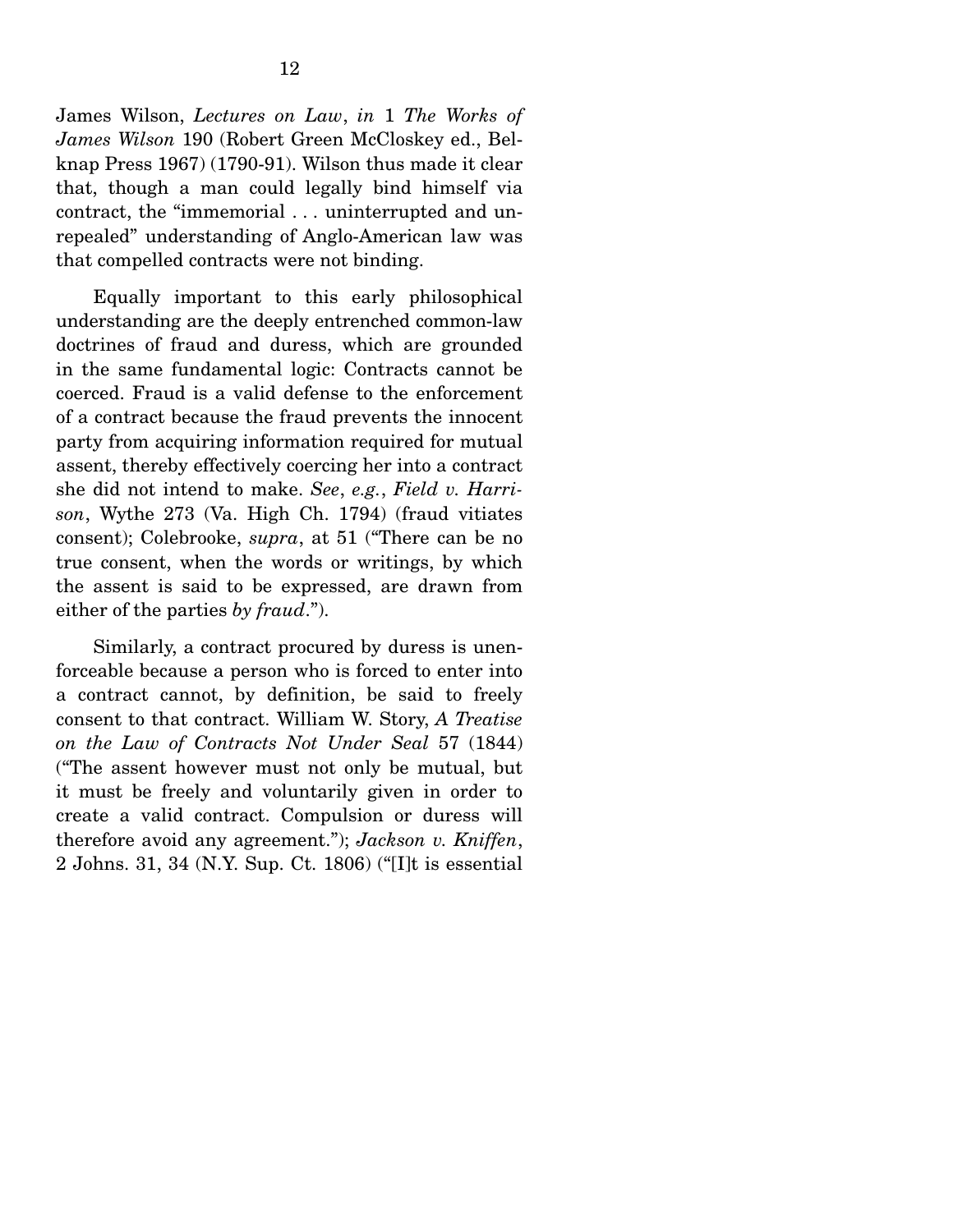James Wilson, *Lectures on Law*, *in* 1 *The Works of James Wilson* 190 (Robert Green McCloskey ed., Belknap Press 1967) (1790-91). Wilson thus made it clear that, though a man could legally bind himself via contract, the "immemorial . . . uninterrupted and unrepealed" understanding of Anglo-American law was that compelled contracts were not binding.

Equally important to this early philosophical understanding are the deeply entrenched common-law doctrines of fraud and duress, which are grounded in the same fundamental logic: Contracts cannot be coerced. Fraud is a valid defense to the enforcement of a contract because the fraud prevents the innocent party from acquiring information required for mutual assent, thereby effectively coercing her into a contract she did not intend to make. *See*, *e.g.*, *Field v. Harrison*, Wythe 273 (Va. High Ch. 1794) (fraud vitiates consent); Colebrooke, *supra*, at 51 ("There can be no true consent, when the words or writings, by which the assent is said to be expressed, are drawn from either of the parties *by fraud*.").

Similarly, a contract procured by duress is unenforceable because a person who is forced to enter into a contract cannot, by definition, be said to freely consent to that contract. William W. Story, *A Treatise on the Law of Contracts Not Under Seal* 57 (1844) ("The assent however must not only be mutual, but it must be freely and voluntarily given in order to create a valid contract. Compulsion or duress will therefore avoid any agreement."); *Jackson v. Kniffen*, 2 Johns. 31, 34 (N.Y. Sup. Ct. 1806) ("[I]t is essential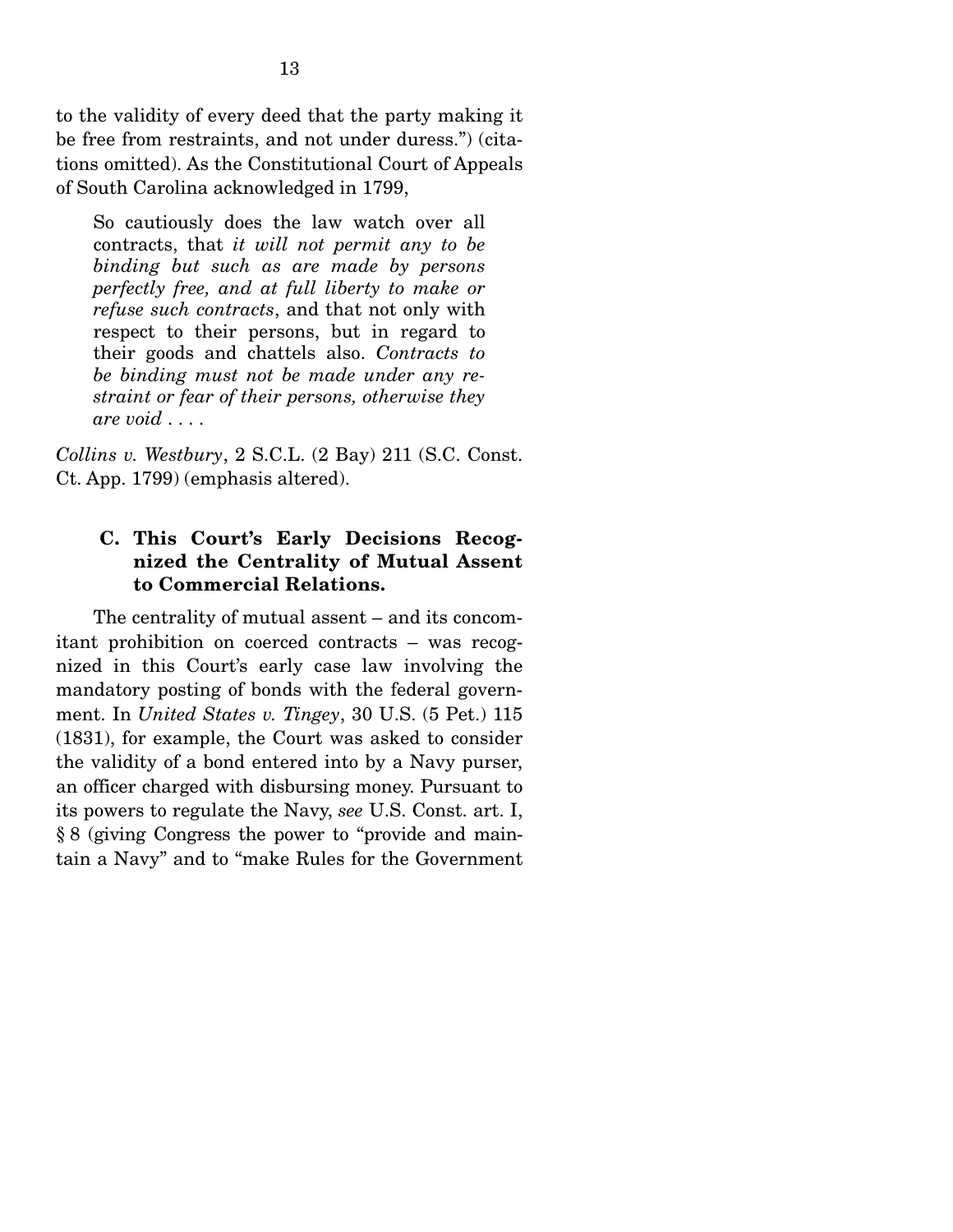to the validity of every deed that the party making it be free from restraints, and not under duress.") (citations omitted). As the Constitutional Court of Appeals of South Carolina acknowledged in 1799,

> So cautiously does the law watch over all contracts, that *it will not permit any to be binding but such as are made by persons perfectly free, and at full liberty to make or refuse such contracts*, and that not only with respect to their persons, but in regard to their goods and chattels also. *Contracts to be binding must not be made under any restraint or fear of their persons, otherwise they are void . . . .*

*Collins v. Westbury*, 2 S.C.L. (2 Bay) 211 (S.C. Const. Ct. App. 1799) (emphasis altered).

### C. This Court's Early Decisions Recognized the Centrality of Mutual Assent to Commercial Relations.

The centrality of mutual assent – and its concomitant prohibition on coerced contracts – was recognized in this Court's early case law involving the mandatory posting of bonds with the federal government. In *United States v. Tingey*, 30 U.S. (5 Pet.) 115 (1831), for example, the Court was asked to consider the validity of a bond entered into by a Navy purser, an officer charged with disbursing money. Pursuant to its powers to regulate the Navy, *see* U.S. Const. art. I, § 8 (giving Congress the power to "provide and maintain a Navy" and to "make Rules for the Government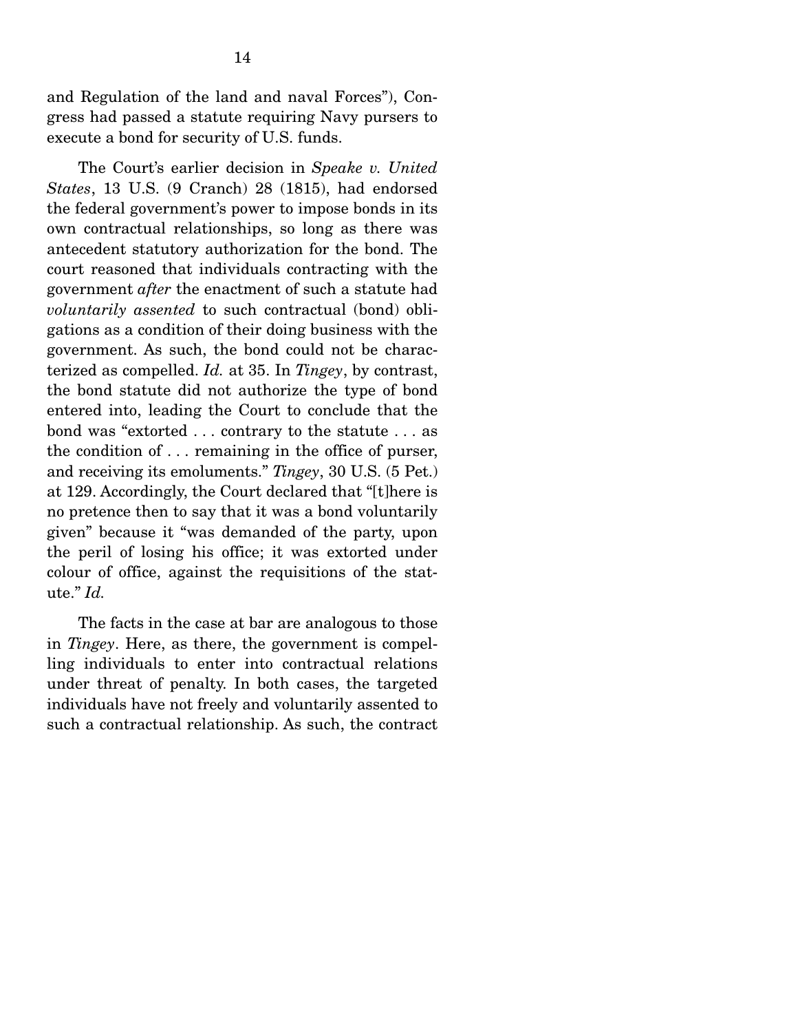and Regulation of the land and naval Forces"), Congress had passed a statute requiring Navy pursers to execute a bond for security of U.S. funds.

The Court's earlier decision in *Speake v. United States*, 13 U.S. (9 Cranch) 28 (1815), had endorsed the federal government's power to impose bonds in its own contractual relationships, so long as there was antecedent statutory authorization for the bond. The court reasoned that individuals contracting with the government *after* the enactment of such a statute had *voluntarily assented* to such contractual (bond) obligations as a condition of their doing business with the government. As such, the bond could not be characterized as compelled. *Id.* at 35. In *Tingey*, by contrast, the bond statute did not authorize the type of bond entered into, leading the Court to conclude that the bond was "extorted . . . contrary to the statute . . . as the condition of . . . remaining in the office of purser, and receiving its emoluments." *Tingey*, 30 U.S. (5 Pet.) at 129. Accordingly, the Court declared that "[t]here is no pretence then to say that it was a bond voluntarily given" because it "was demanded of the party, upon the peril of losing his office; it was extorted under colour of office, against the requisitions of the statute." *Id.*

The facts in the case at bar are analogous to those in *Tingey*. Here, as there, the government is compelling individuals to enter into contractual relations under threat of penalty. In both cases, the targeted individuals have not freely and voluntarily assented to such a contractual relationship. As such, the contract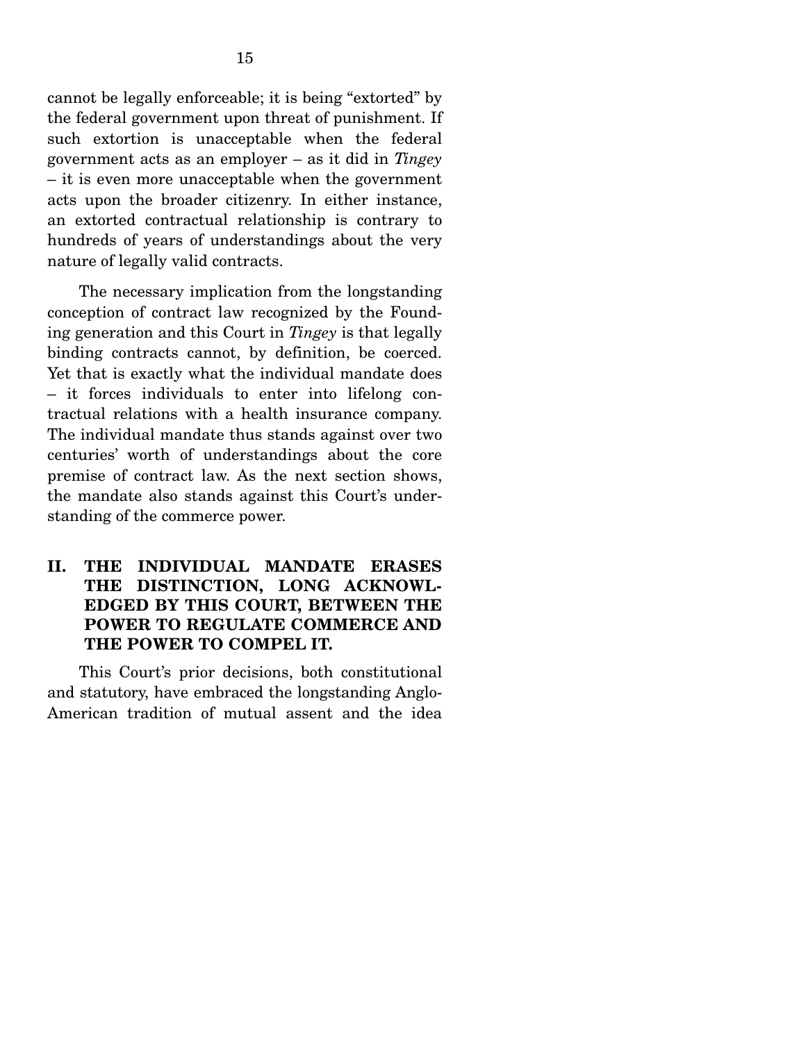cannot be legally enforceable; it is being "extorted" by the federal government upon threat of punishment. If such extortion is unacceptable when the federal government acts as an employer – as it did in *Tingey* – it is even more unacceptable when the government acts upon the broader citizenry. In either instance, an extorted contractual relationship is contrary to hundreds of years of understandings about the very nature of legally valid contracts.

The necessary implication from the longstanding conception of contract law recognized by the Founding generation and this Court in *Tingey* is that legally binding contracts cannot, by definition, be coerced. Yet that is exactly what the individual mandate does – it forces individuals to enter into lifelong contractual relations with a health insurance company. The individual mandate thus stands against over two centuries' worth of understandings about the core premise of contract law. As the next section shows, the mandate also stands against this Court's understanding of the commerce power.

## II. THE INDIVIDUAL MANDATE ERASES THE DISTINCTION, LONG ACKNOWLEDGED BY THIS COURT, BETWEEN THE POWER TO REGULATE COMMERCE AND THE POWER TO COMPEL IT.

This Court's prior decisions, both constitutional and statutory, have embraced the longstanding Anglo-American tradition of mutual assent and the idea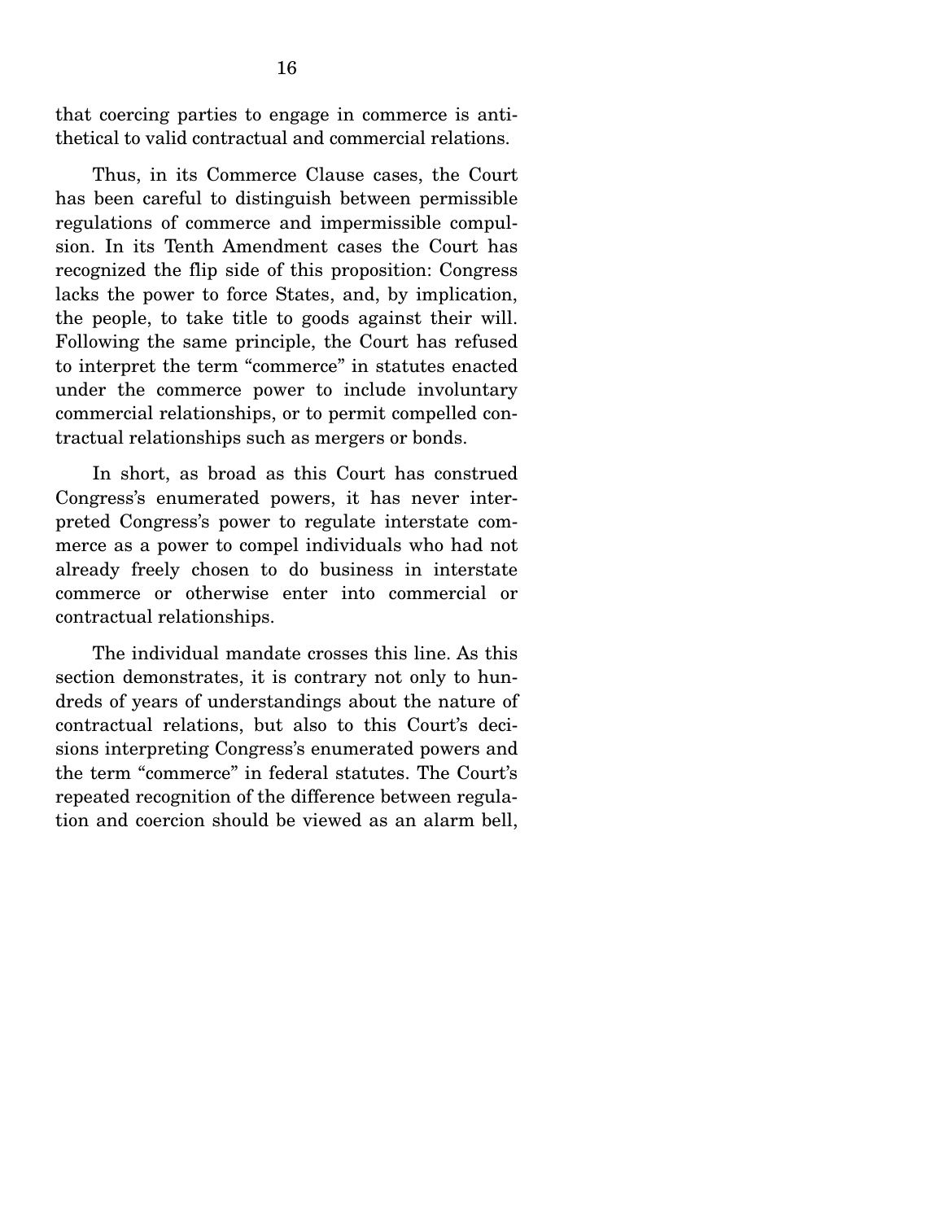that coercing parties to engage in commerce is antithetical to valid contractual and commercial relations.

Thus, in its Commerce Clause cases, the Court has been careful to distinguish between permissible regulations of commerce and impermissible compulsion. In its Tenth Amendment cases the Court has recognized the flip side of this proposition: Congress lacks the power to force States, and, by implication, the people, to take title to goods against their will. Following the same principle, the Court has refused to interpret the term "commerce" in statutes enacted under the commerce power to include involuntary commercial relationships, or to permit compelled contractual relationships such as mergers or bonds.

In short, as broad as this Court has construed Congress's enumerated powers, it has never interpreted Congress's power to regulate interstate commerce as a power to compel individuals who had not already freely chosen to do business in interstate commerce or otherwise enter into commercial or contractual relationships.

The individual mandate crosses this line. As this section demonstrates, it is contrary not only to hundreds of years of understandings about the nature of contractual relations, but also to this Court's decisions interpreting Congress's enumerated powers and the term "commerce" in federal statutes. The Court's repeated recognition of the difference between regulation and coercion should be viewed as an alarm bell,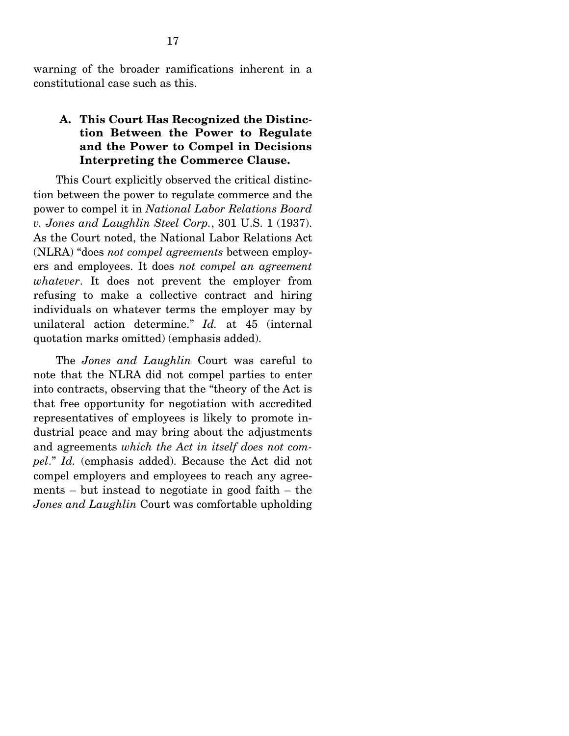warning of the broader ramifications inherent in a constitutional case such as this.

### A. This Court Has Recognized the Distinction Between the Power to Regulate and the Power to Compel in Decisions Interpreting the Commerce Clause.

This Court explicitly observed the critical distinction between the power to regulate commerce and the power to compel it in *National Labor Relations Board v. Jones and Laughlin Steel Corp.*, 301 U.S. 1 (1937). As the Court noted, the National Labor Relations Act (NLRA) "does *not compel agreements* between employers and employees. It does *not compel an agreement whatever*. It does not prevent the employer from refusing to make a collective contract and hiring individuals on whatever terms the employer may by unilateral action determine." *Id.* at 45 (internal quotation marks omitted) (emphasis added).

The *Jones and Laughlin* Court was careful to note that the NLRA did not compel parties to enter into contracts, observing that the "theory of the Act is that free opportunity for negotiation with accredited representatives of employees is likely to promote industrial peace and may bring about the adjustments and agreements *which the Act in itself does not compel*." *Id.* (emphasis added). Because the Act did not compel employers and employees to reach any agreements – but instead to negotiate in good faith – the *Jones and Laughlin* Court was comfortable upholding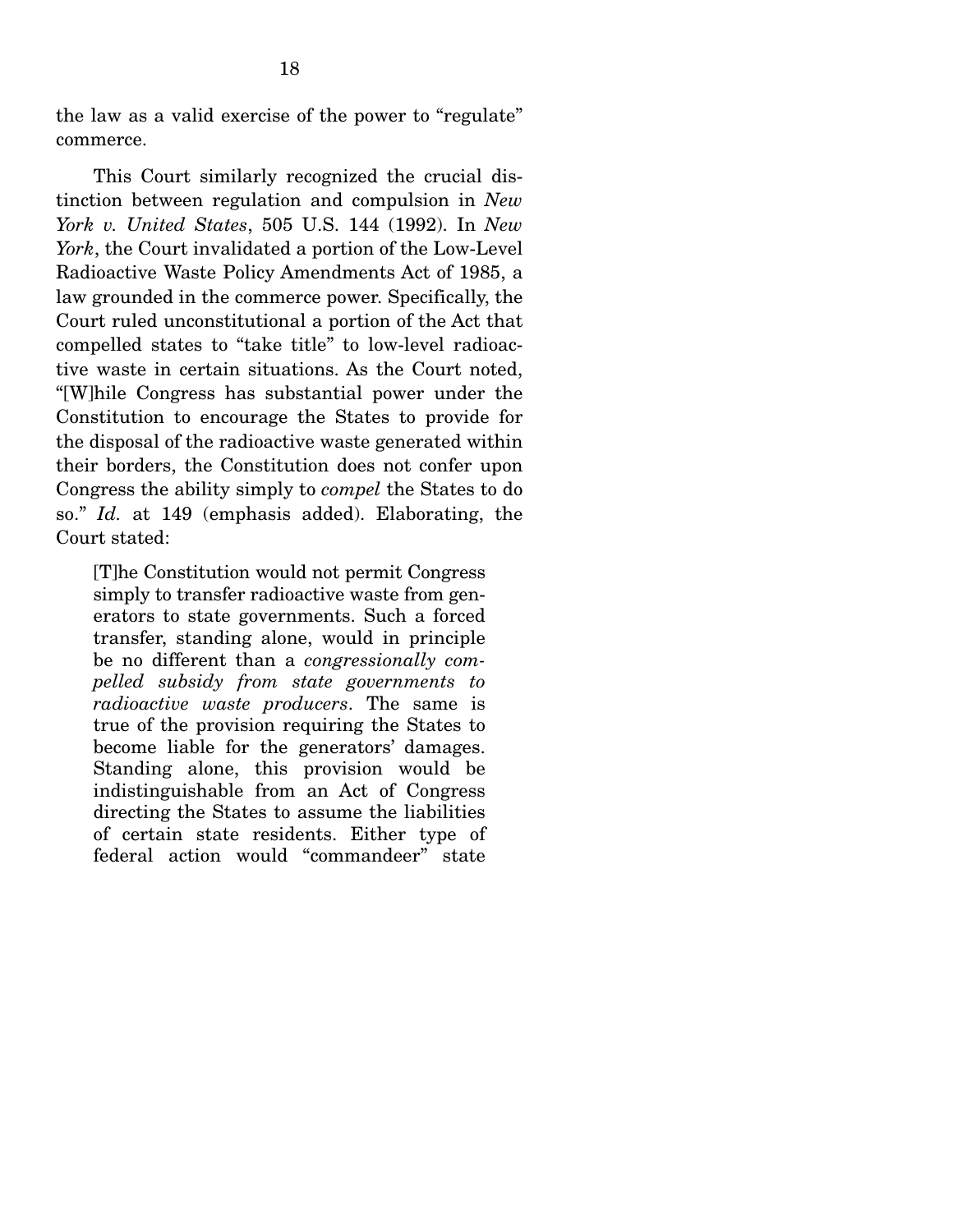the law as a valid exercise of the power to "regulate" commerce.

This Court similarly recognized the crucial distinction between regulation and compulsion in *New York v. United States*, 505 U.S. 144 (1992). In *New York*, the Court invalidated a portion of the Low-Level Radioactive Waste Policy Amendments Act of 1985, a law grounded in the commerce power. Specifically, the Court ruled unconstitutional a portion of the Act that compelled states to "take title" to low-level radioactive waste in certain situations. As the Court noted, "[W]hile Congress has substantial power under the Constitution to encourage the States to provide for the disposal of the radioactive waste generated within their borders, the Constitution does not confer upon Congress the ability simply to *compel* the States to do so." *Id.* at 149 (emphasis added). Elaborating, the Court stated:

> [T]he Constitution would not permit Congress simply to transfer radioactive waste from generators to state governments. Such a forced transfer, standing alone, would in principle be no different than a *congressionally compelled subsidy from state governments to radioactive waste producers*. The same is true of the provision requiring the States to become liable for the generators' damages. Standing alone, this provision would be indistinguishable from an Act of Congress directing the States to assume the liabilities of certain state residents. Either type of federal action would "commandeer" state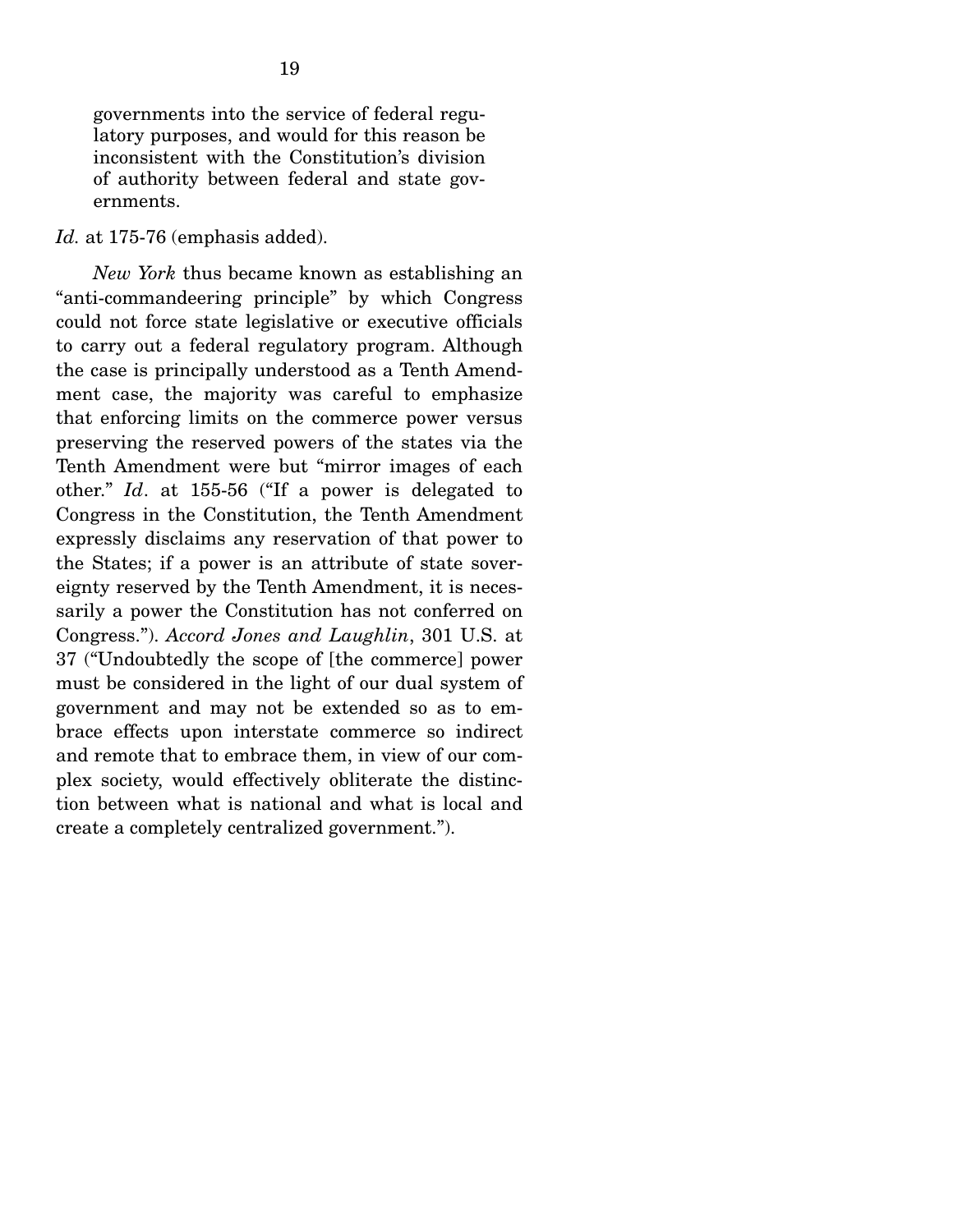> governments into the service of federal regulatory purposes, and would for this reason be inconsistent with the Constitution's division of authority between federal and state governments.

*Id.* at 175-76 (emphasis added).

*New York* thus became known as establishing an "anti-commandeering principle" by which Congress could not force state legislative or executive officials to carry out a federal regulatory program. Although the case is principally understood as a Tenth Amendment case, the majority was careful to emphasize that enforcing limits on the commerce power versus preserving the reserved powers of the states via the Tenth Amendment were but "mirror images of each other." *Id*. at 155-56 ("If a power is delegated to Congress in the Constitution, the Tenth Amendment expressly disclaims any reservation of that power to the States; if a power is an attribute of state sovereignty reserved by the Tenth Amendment, it is necessarily a power the Constitution has not conferred on Congress."). *Accord Jones and Laughlin*, 301 U.S. at 37 ("Undoubtedly the scope of [the commerce] power must be considered in the light of our dual system of government and may not be extended so as to embrace effects upon interstate commerce so indirect and remote that to embrace them, in view of our complex society, would effectively obliterate the distinction between what is national and what is local and create a completely centralized government.").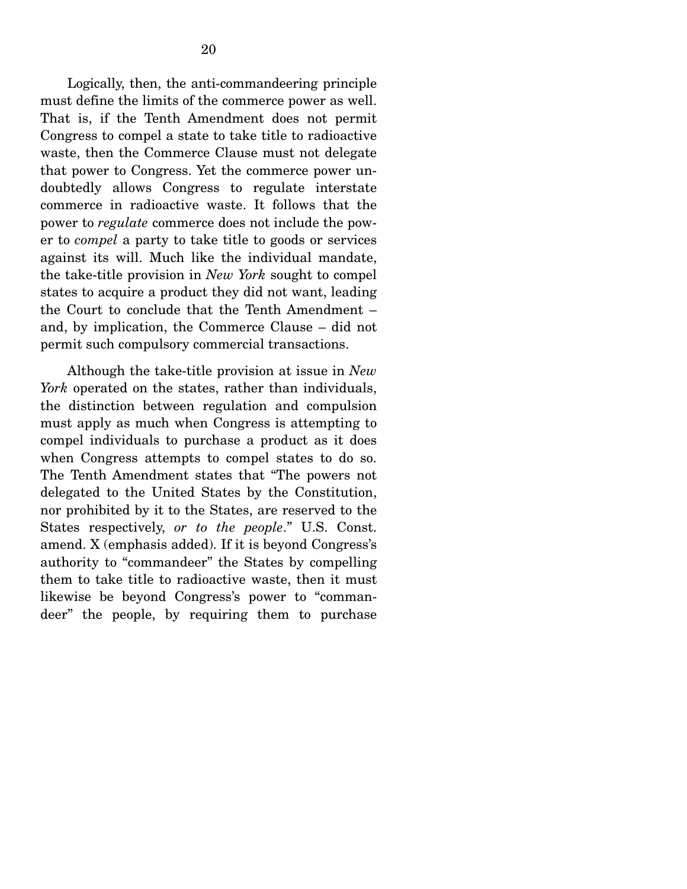Logically, then, the anti-commandeering principle must define the limits of the commerce power as well. That is, if the Tenth Amendment does not permit Congress to compel a state to take title to radioactive waste, then the Commerce Clause must not delegate that power to Congress. Yet the commerce power undoubtedly allows Congress to regulate interstate commerce in radioactive waste. It follows that the power to *regulate* commerce does not include the power to *compel* a party to take title to goods or services against its will. Much like the individual mandate, the take-title provision in *New York* sought to compel states to acquire a product they did not want, leading the Court to conclude that the Tenth Amendment – and, by implication, the Commerce Clause – did not permit such compulsory commercial transactions.

Although the take-title provision at issue in *New York* operated on the states, rather than individuals, the distinction between regulation and compulsion must apply as much when Congress is attempting to compel individuals to purchase a product as it does when Congress attempts to compel states to do so. The Tenth Amendment states that "The powers not delegated to the United States by the Constitution, nor prohibited by it to the States, are reserved to the States respectively, *or to the people*." U.S. Const. amend. X (emphasis added). If it is beyond Congress's authority to "commandeer" the States by compelling them to take title to radioactive waste, then it must likewise be beyond Congress's power to "commandeer" the people, by requiring them to purchase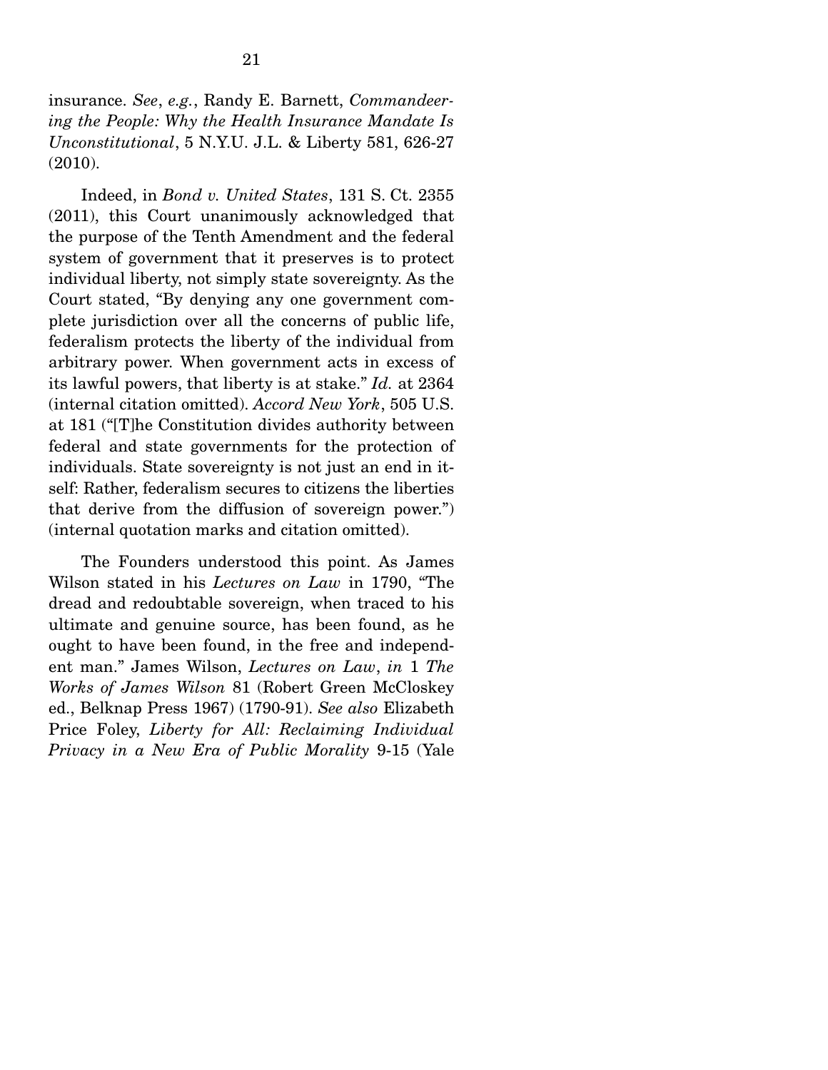insurance. *See*, *e.g.*, Randy E. Barnett, *Commandeering the People: Why the Health Insurance Mandate Is Unconstitutional*, 5 N.Y.U. J.L. & Liberty 581, 626-27 (2010).

Indeed, in *Bond v. United States*, 131 S. Ct. 2355 (2011), this Court unanimously acknowledged that the purpose of the Tenth Amendment and the federal system of government that it preserves is to protect individual liberty, not simply state sovereignty. As the Court stated, "By denying any one government complete jurisdiction over all the concerns of public life, federalism protects the liberty of the individual from arbitrary power. When government acts in excess of its lawful powers, that liberty is at stake." *Id.* at 2364 (internal citation omitted). *Accord New York*, 505 U.S. at 181 ("[T]he Constitution divides authority between federal and state governments for the protection of individuals. State sovereignty is not just an end in itself: Rather, federalism secures to citizens the liberties that derive from the diffusion of sovereign power.") (internal quotation marks and citation omitted).

The Founders understood this point. As James Wilson stated in his *Lectures on Law* in 1790, "The dread and redoubtable sovereign, when traced to his ultimate and genuine source, has been found, as he ought to have been found, in the free and independent man." James Wilson, *Lectures on Law*, *in* 1 *The Works of James Wilson* 81 (Robert Green McCloskey ed., Belknap Press 1967) (1790-91). *See also* Elizabeth Price Foley, *Liberty for All: Reclaiming Individual Privacy in a New Era of Public Morality* 9-15 (Yale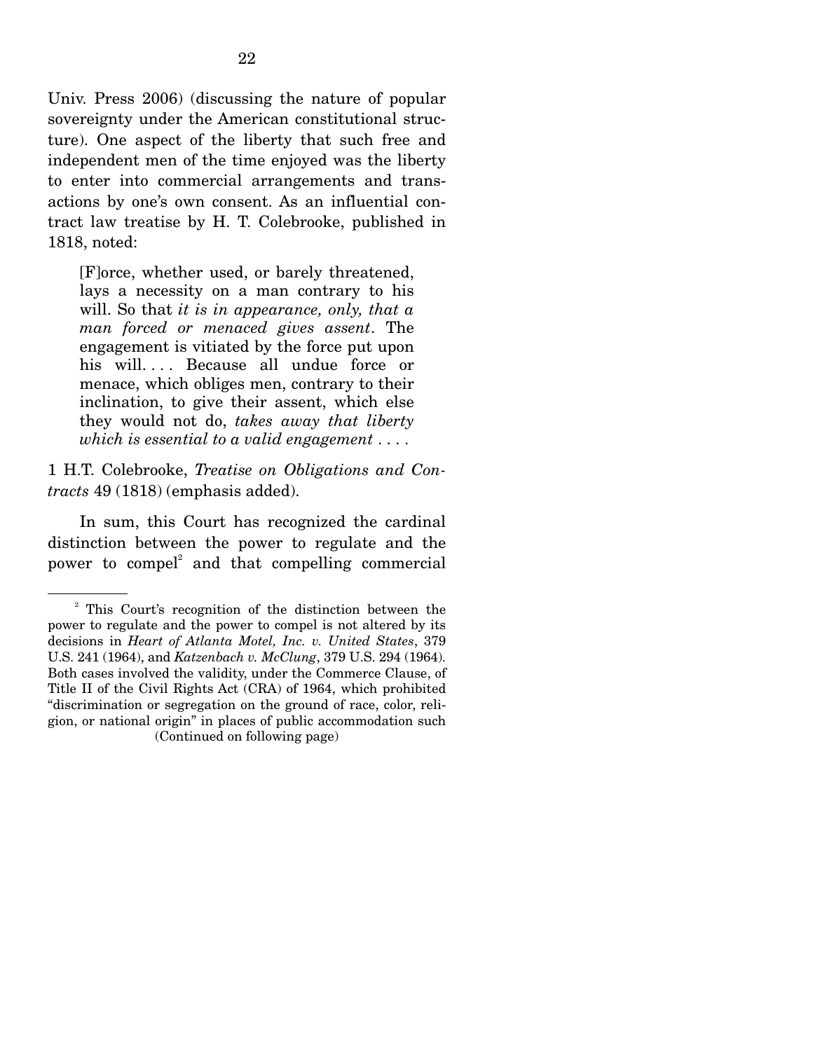Univ. Press 2006) (discussing the nature of popular sovereignty under the American constitutional structure). One aspect of the liberty that such free and independent men of the time enjoyed was the liberty to enter into commercial arrangements and transactions by one's own consent. As an influential contract law treatise by H. T. Colebrooke, published in 1818, noted:

> [F]orce, whether used, or barely threatened, lays a necessity on a man contrary to his will. So that *it is in appearance, only, that a man forced or menaced gives assent*. The engagement is vitiated by the force put upon his will. . . . Because all undue force or menace, which obliges men, contrary to their inclination, to give their assent, which else they would not do, *takes away that liberty which is essential to a valid engagement* . . . .

1 H.T. Colebrooke, *Treatise on Obligations and Contracts* 49 (1818) (emphasis added).

In sum, this Court has recognized the cardinal distinction between the power to regulate and the power to compel[2] and that compelling commercial

---

[2] This Court's recognition of the distinction between the power to regulate and the power to compel is not altered by its decisions in *Heart of Atlanta Motel, Inc. v. United States*, 379 U.S. 241 (1964), and *Katzenbach v. McClung*, 379 U.S. 294 (1964). Both cases involved the validity, under the Commerce Clause, of Title II of the Civil Rights Act (CRA) of 1964, which prohibited "discrimination or segregation on the ground of race, color, religion, or national origin" in places of public accommodation such

(Continued on following page)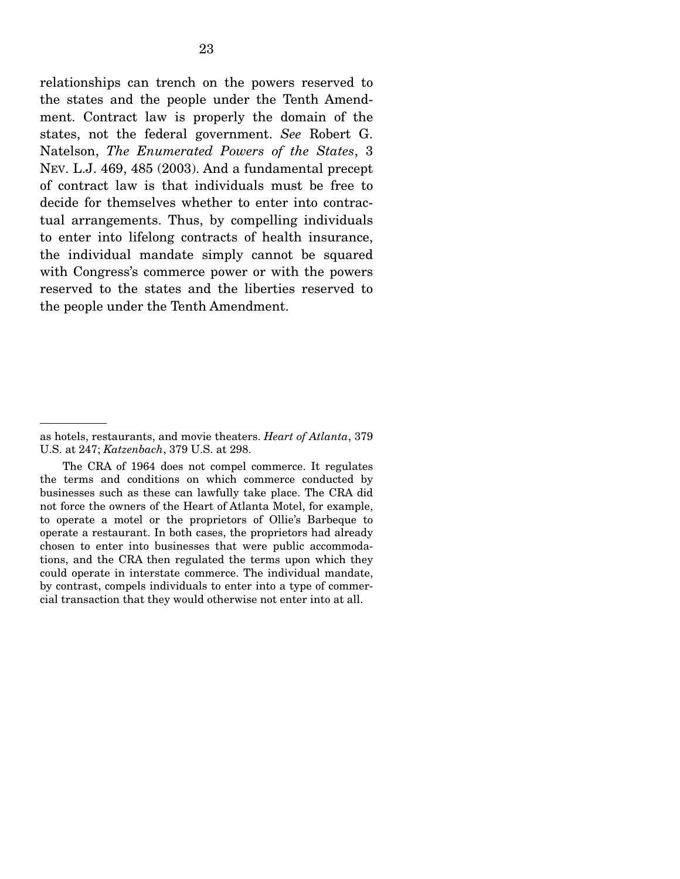relationships can trench on the powers reserved to the states and the people under the Tenth Amendment. Contract law is properly the domain of the states, not the federal government. *See* Robert G. Natelson, *The Enumerated Powers of the States*, 3 NEV. L.J. 469, 485 (2003). And a fundamental precept of contract law is that individuals must be free to decide for themselves whether to enter into contractual arrangements. Thus, by compelling individuals to enter into lifelong contracts of health insurance, the individual mandate simply cannot be squared with Congress's commerce power or with the powers reserved to the states and the liberties reserved to the people under the Tenth Amendment.

---

as hotels, restaurants, and movie theaters. *Heart of Atlanta*, 379 U.S. at 247; *Katzenbach*, 379 U.S. at 298.

The CRA of 1964 does not compel commerce. It regulates the terms and conditions on which commerce conducted by businesses such as these can lawfully take place. The CRA did not force the owners of the Heart of Atlanta Motel, for example, to operate a motel or the proprietors of Ollie's Barbeque to operate a restaurant. In both cases, the proprietors had already chosen to enter into businesses that were public accommodations, and the CRA then regulated the terms upon which they could operate in interstate commerce. The individual mandate, by contrast, compels individuals to enter into a type of commercial transaction that they would otherwise not enter into at all.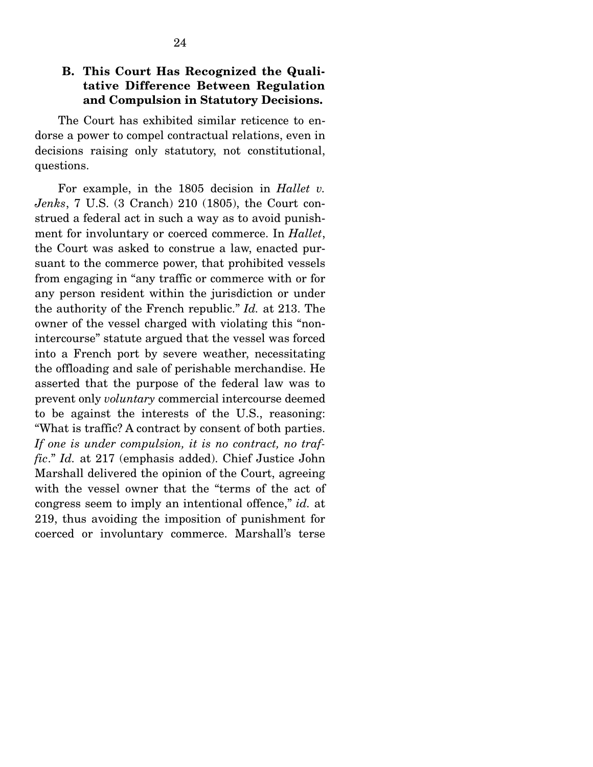### B. This Court Has Recognized the Qualitative Difference Between Regulation and Compulsion in Statutory Decisions.

The Court has exhibited similar reticence to endorse a power to compel contractual relations, even in decisions raising only statutory, not constitutional, questions.

For example, in the 1805 decision in *Hallet v. Jenks*, 7 U.S. (3 Cranch) 210 (1805), the Court construed a federal act in such a way as to avoid punishment for involuntary or coerced commerce. In *Hallet*, the Court was asked to construe a law, enacted pursuant to the commerce power, that prohibited vessels from engaging in "any traffic or commerce with or for any person resident within the jurisdiction or under the authority of the French republic." *Id.* at 213. The owner of the vessel charged with violating this "non-intercourse" statute argued that the vessel was forced into a French port by severe weather, necessitating the offloading and sale of perishable merchandise. He asserted that the purpose of the federal law was to prevent only *voluntary* commercial intercourse deemed to be against the interests of the U.S., reasoning: "What is traffic? A contract by consent of both parties. *If one is under compulsion, it is no contract, no traffic*." *Id.* at 217 (emphasis added). Chief Justice John Marshall delivered the opinion of the Court, agreeing with the vessel owner that the "terms of the act of congress seem to imply an intentional offence," *id.* at 219, thus avoiding the imposition of punishment for coerced or involuntary commerce. Marshall's terse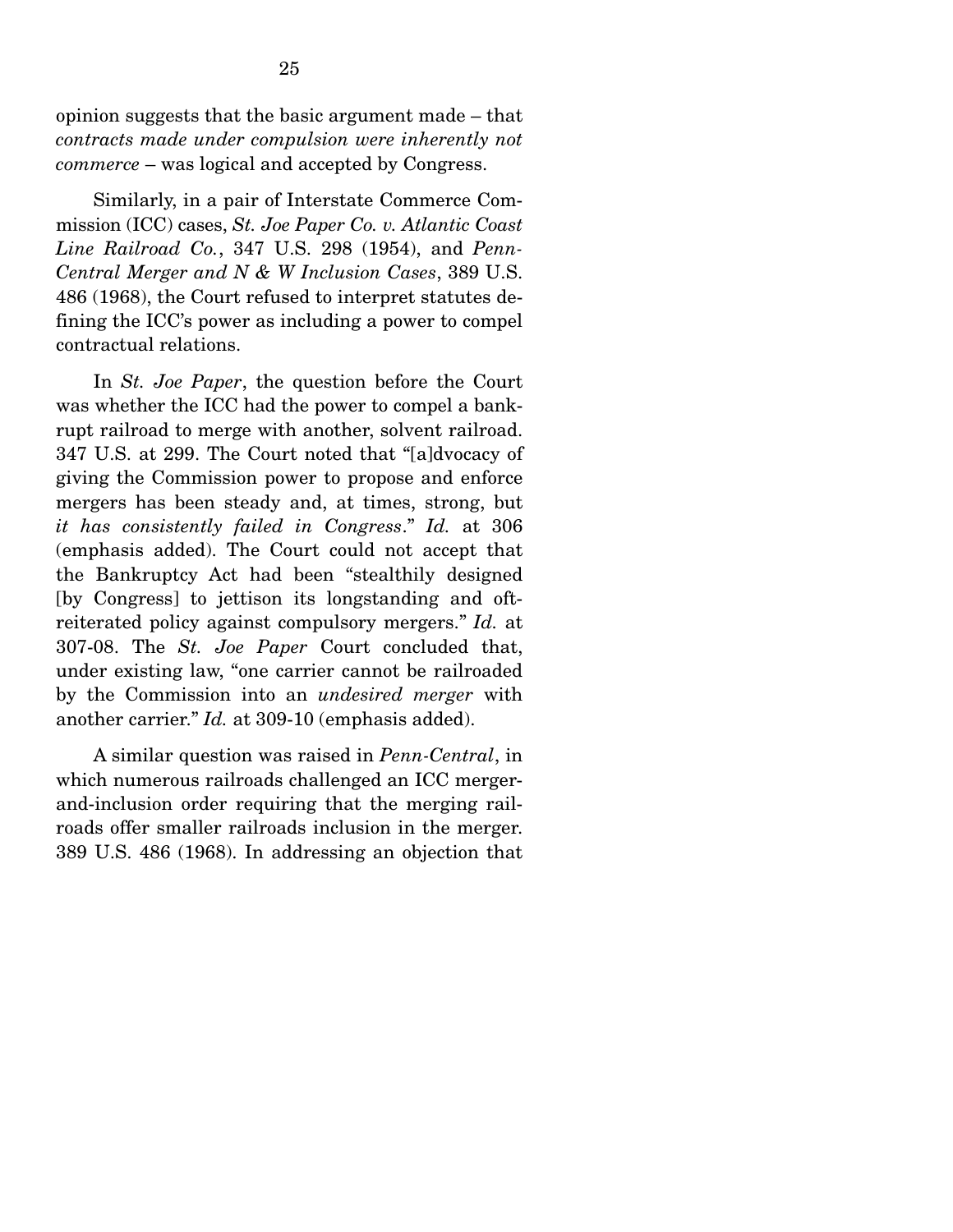opinion suggests that the basic argument made – that *contracts made under compulsion were inherently not commerce* – was logical and accepted by Congress.

Similarly, in a pair of Interstate Commerce Commission (ICC) cases, *St. Joe Paper Co. v. Atlantic Coast Line Railroad Co.*, 347 U.S. 298 (1954), and *Penn-Central Merger and N & W Inclusion Cases*, 389 U.S. 486 (1968), the Court refused to interpret statutes defining the ICC's power as including a power to compel contractual relations.

In *St. Joe Paper*, the question before the Court was whether the ICC had the power to compel a bankrupt railroad to merge with another, solvent railroad. 347 U.S. at 299. The Court noted that "[a]dvocacy of giving the Commission power to propose and enforce mergers has been steady and, at times, strong, but *it has consistently failed in Congress*." *Id.* at 306 (emphasis added). The Court could not accept that the Bankruptcy Act had been "stealthily designed [by Congress] to jettison its longstanding and oft-reiterated policy against compulsory mergers." *Id.* at 307-08. The *St. Joe Paper* Court concluded that, under existing law, "one carrier cannot be railroaded by the Commission into an *undesired merger* with another carrier." *Id.* at 309-10 (emphasis added).

A similar question was raised in *Penn-Central*, in which numerous railroads challenged an ICC merger-and-inclusion order requiring that the merging railroads offer smaller railroads inclusion in the merger. 389 U.S. 486 (1968). In addressing an objection that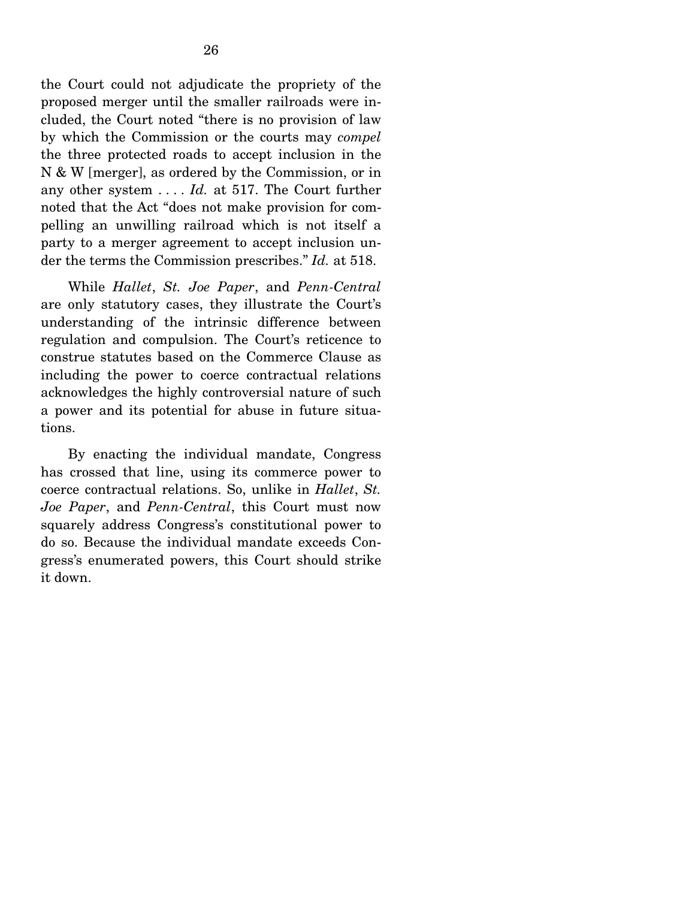the Court could not adjudicate the propriety of the proposed merger until the smaller railroads were included, the Court noted "there is no provision of law by which the Commission or the courts may *compel* the three protected roads to accept inclusion in the N & W [merger], as ordered by the Commission, or in any other system . . . . *Id.* at 517. The Court further noted that the Act "does not make provision for compelling an unwilling railroad which is not itself a party to a merger agreement to accept inclusion under the terms the Commission prescribes." *Id.* at 518.

While *Hallet*, *St. Joe Paper*, and *Penn-Central* are only statutory cases, they illustrate the Court's understanding of the intrinsic difference between regulation and compulsion. The Court's reticence to construe statutes based on the Commerce Clause as including the power to coerce contractual relations acknowledges the highly controversial nature of such a power and its potential for abuse in future situations.

By enacting the individual mandate, Congress has crossed that line, using its commerce power to coerce contractual relations. So, unlike in *Hallet*, *St. Joe Paper*, and *Penn-Central*, this Court must now squarely address Congress's constitutional power to do so. Because the individual mandate exceeds Congress's enumerated powers, this Court should strike it down.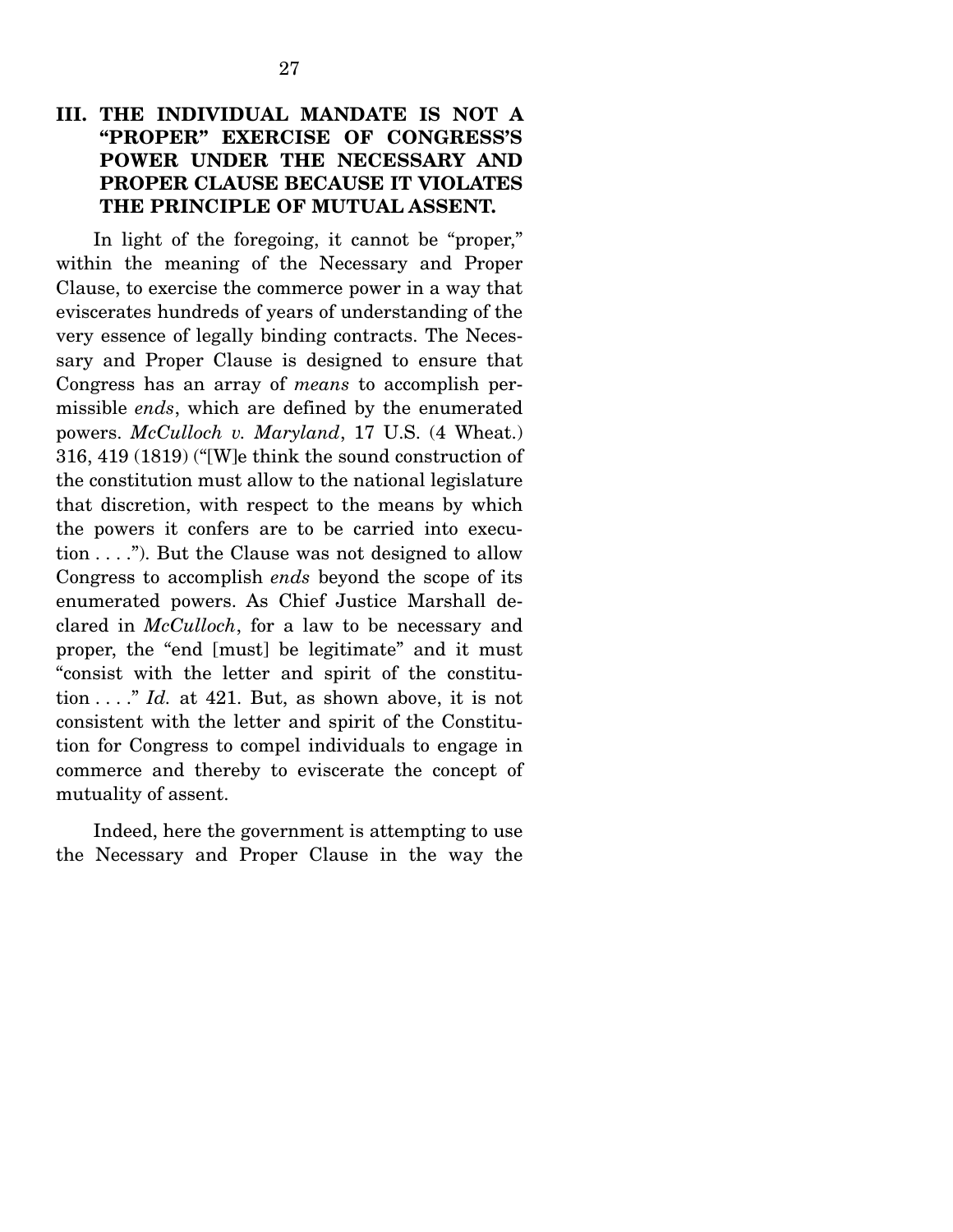## III. THE INDIVIDUAL MANDATE IS NOT A "PROPER" EXERCISE OF CONGRESS'S POWER UNDER THE NECESSARY AND PROPER CLAUSE BECAUSE IT VIOLATES THE PRINCIPLE OF MUTUAL ASSENT.

In light of the foregoing, it cannot be "proper," within the meaning of the Necessary and Proper Clause, to exercise the commerce power in a way that eviscerates hundreds of years of understanding of the very essence of legally binding contracts. The Necessary and Proper Clause is designed to ensure that Congress has an array of *means* to accomplish permissible *ends*, which are defined by the enumerated powers. *McCulloch v. Maryland*, 17 U.S. (4 Wheat.) 316, 419 (1819) ("[W]e think the sound construction of the constitution must allow to the national legislature that discretion, with respect to the means by which the powers it confers are to be carried into execution . . . ."). But the Clause was not designed to allow Congress to accomplish *ends* beyond the scope of its enumerated powers. As Chief Justice Marshall declared in *McCulloch*, for a law to be necessary and proper, the "end [must] be legitimate" and it must "consist with the letter and spirit of the constitution . . . ." *Id.* at 421. But, as shown above, it is not consistent with the letter and spirit of the Constitution for Congress to compel individuals to engage in commerce and thereby to eviscerate the concept of mutuality of assent.

Indeed, here the government is attempting to use the Necessary and Proper Clause in the way the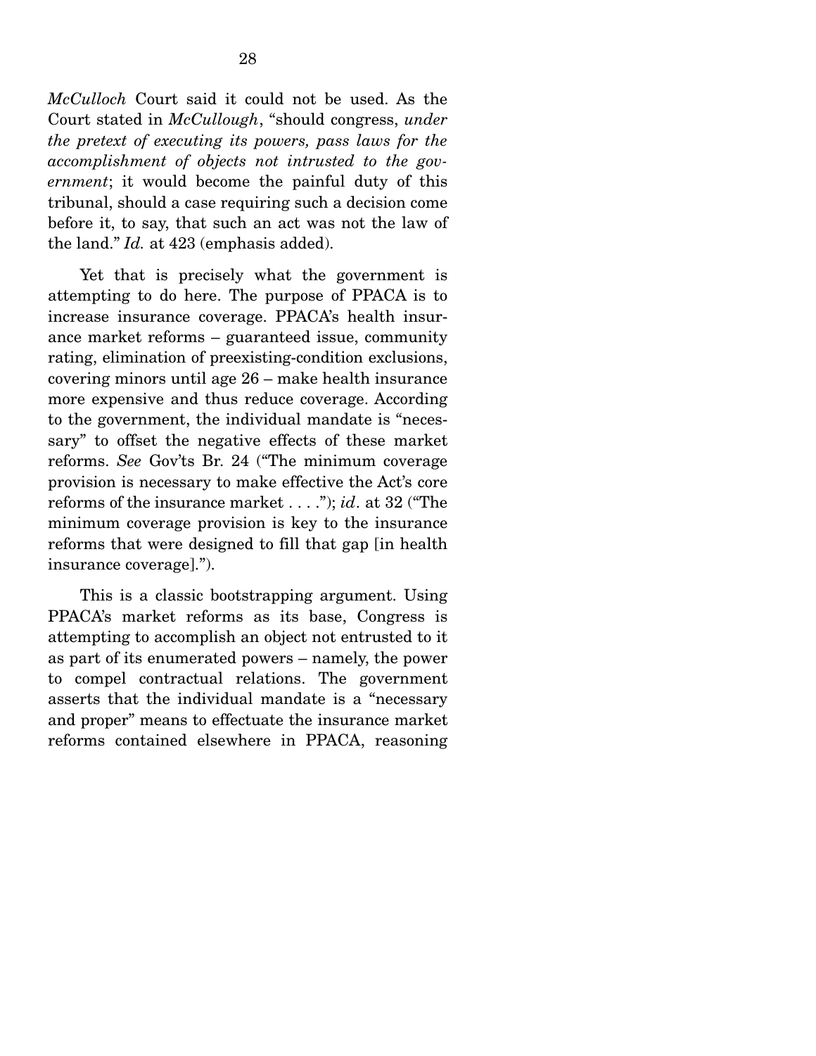*McCulloch* Court said it could not be used. As the Court stated in *McCullough*, "should congress, *under the pretext of executing its powers, pass laws for the accomplishment of objects not intrusted to the government*; it would become the painful duty of this tribunal, should a case requiring such a decision come before it, to say, that such an act was not the law of the land." *Id.* at 423 (emphasis added).

Yet that is precisely what the government is attempting to do here. The purpose of PPACA is to increase insurance coverage. PPACA's health insurance market reforms – guaranteed issue, community rating, elimination of preexisting-condition exclusions, covering minors until age 26 – make health insurance more expensive and thus reduce coverage. According to the government, the individual mandate is "necessary" to offset the negative effects of these market reforms. *See* Gov'ts Br. 24 ("The minimum coverage provision is necessary to make effective the Act's core reforms of the insurance market . . . ."); *id*. at 32 ("The minimum coverage provision is key to the insurance reforms that were designed to fill that gap [in health insurance coverage].").

This is a classic bootstrapping argument. Using PPACA's market reforms as its base, Congress is attempting to accomplish an object not entrusted to it as part of its enumerated powers – namely, the power to compel contractual relations. The government asserts that the individual mandate is a "necessary and proper" means to effectuate the insurance market reforms contained elsewhere in PPACA, reasoning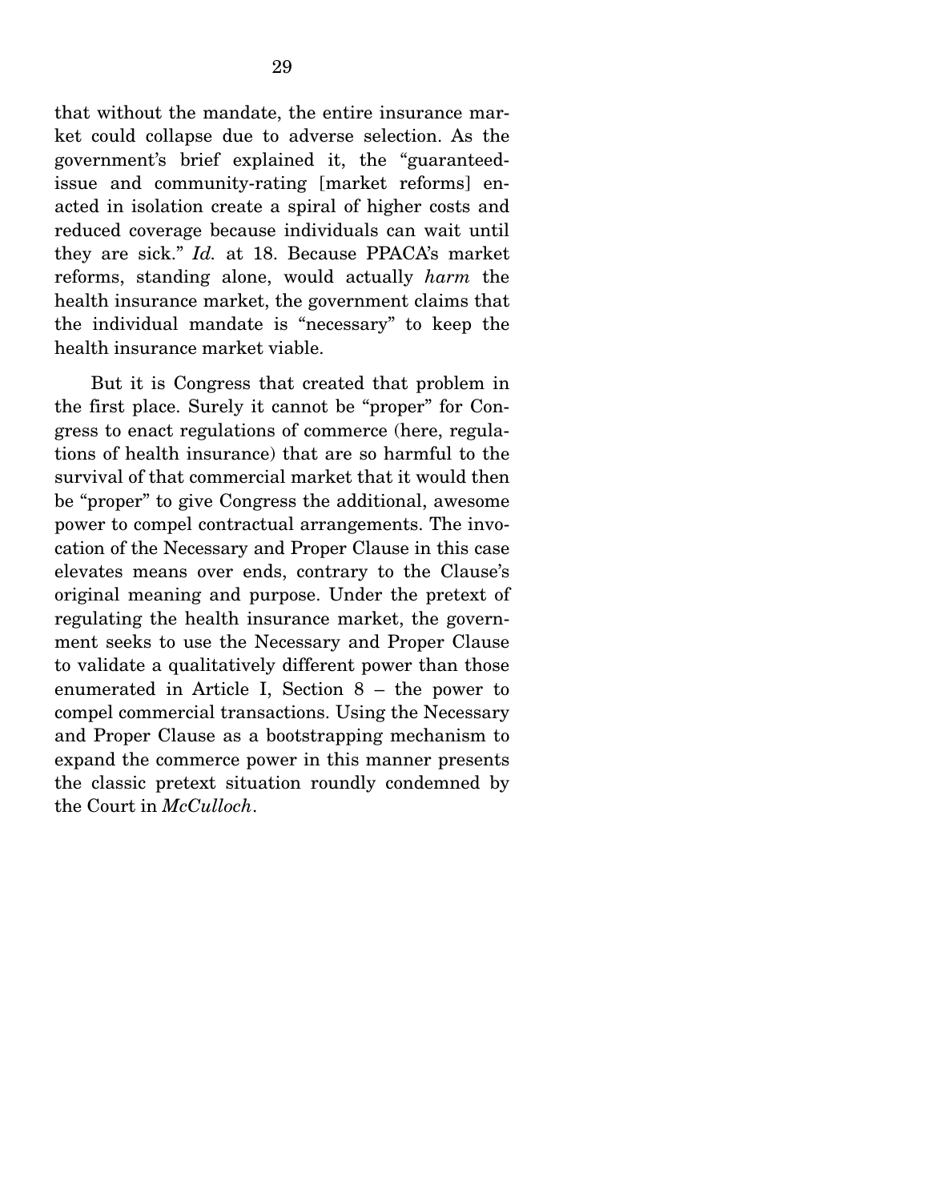that without the mandate, the entire insurance market could collapse due to adverse selection. As the government's brief explained it, the "guaranteed-issue and community-rating [market reforms] enacted in isolation create a spiral of higher costs and reduced coverage because individuals can wait until they are sick." *Id.* at 18. Because PPACA's market reforms, standing alone, would actually *harm* the health insurance market, the government claims that the individual mandate is "necessary" to keep the health insurance market viable.

But it is Congress that created that problem in the first place. Surely it cannot be "proper" for Congress to enact regulations of commerce (here, regulations of health insurance) that are so harmful to the survival of that commercial market that it would then be "proper" to give Congress the additional, awesome power to compel contractual arrangements. The invocation of the Necessary and Proper Clause in this case elevates means over ends, contrary to the Clause's original meaning and purpose. Under the pretext of regulating the health insurance market, the government seeks to use the Necessary and Proper Clause to validate a qualitatively different power than those enumerated in Article I, Section 8 – the power to compel commercial transactions. Using the Necessary and Proper Clause as a bootstrapping mechanism to expand the commerce power in this manner presents the classic pretext situation roundly condemned by the Court in *McCulloch*.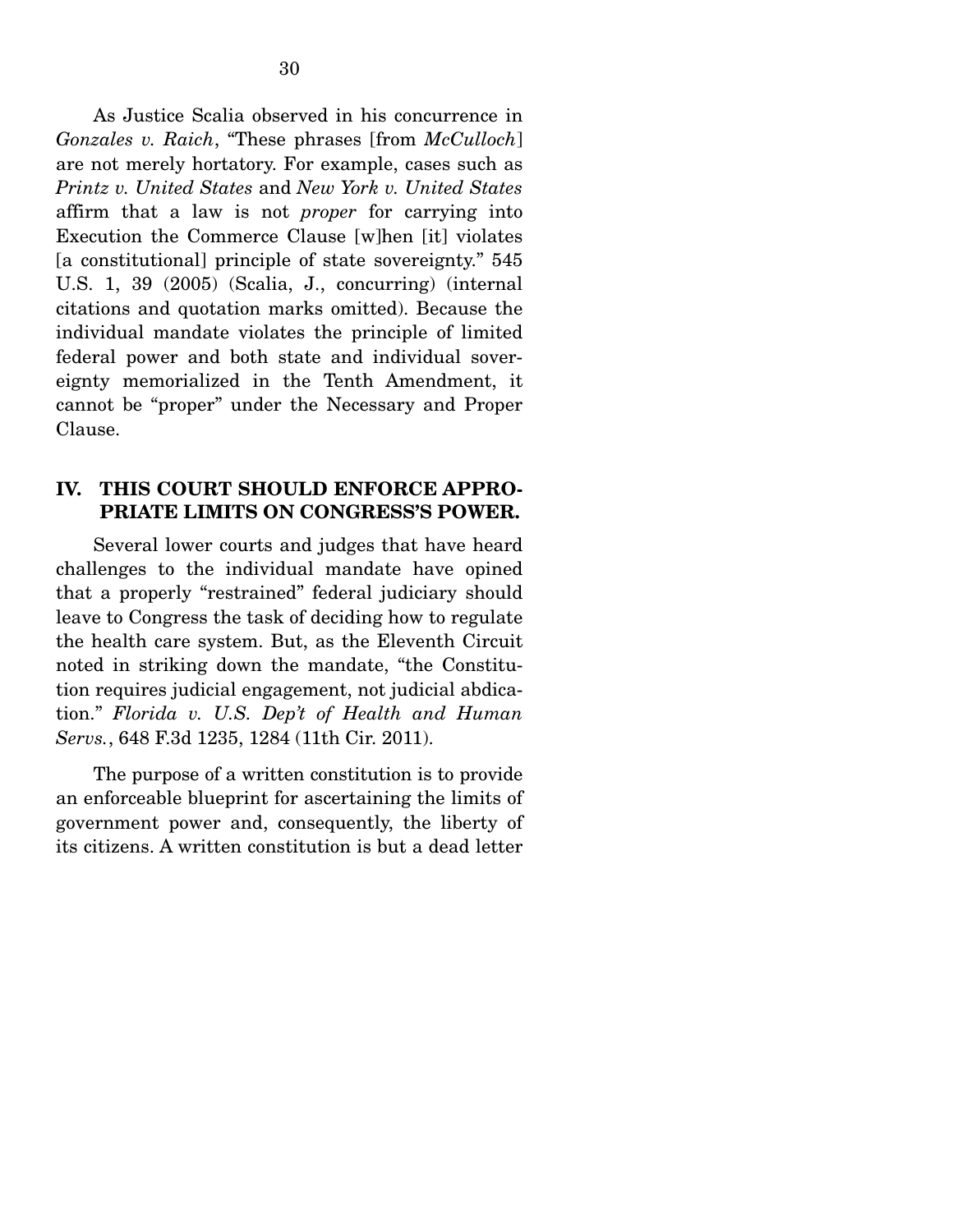As Justice Scalia observed in his concurrence in *Gonzales v. Raich*, "These phrases [from *McCulloch*] are not merely hortatory. For example, cases such as *Printz v. United States* and *New York v. United States* affirm that a law is not *proper* for carrying into Execution the Commerce Clause [w]hen [it] violates [a constitutional] principle of state sovereignty." 545 U.S. 1, 39 (2005) (Scalia, J., concurring) (internal citations and quotation marks omitted). Because the individual mandate violates the principle of limited federal power and both state and individual sovereignty memorialized in the Tenth Amendment, it cannot be "proper" under the Necessary and Proper Clause.

## IV. THIS COURT SHOULD ENFORCE APPROPRIATE LIMITS ON CONGRESS'S POWER.

Several lower courts and judges that have heard challenges to the individual mandate have opined that a properly "restrained" federal judiciary should leave to Congress the task of deciding how to regulate the health care system. But, as the Eleventh Circuit noted in striking down the mandate, "the Constitution requires judicial engagement, not judicial abdication." *Florida v. U.S. Dep't of Health and Human Servs.*, 648 F.3d 1235, 1284 (11th Cir. 2011).

The purpose of a written constitution is to provide an enforceable blueprint for ascertaining the limits of government power and, consequently, the liberty of its citizens. A written constitution is but a dead letter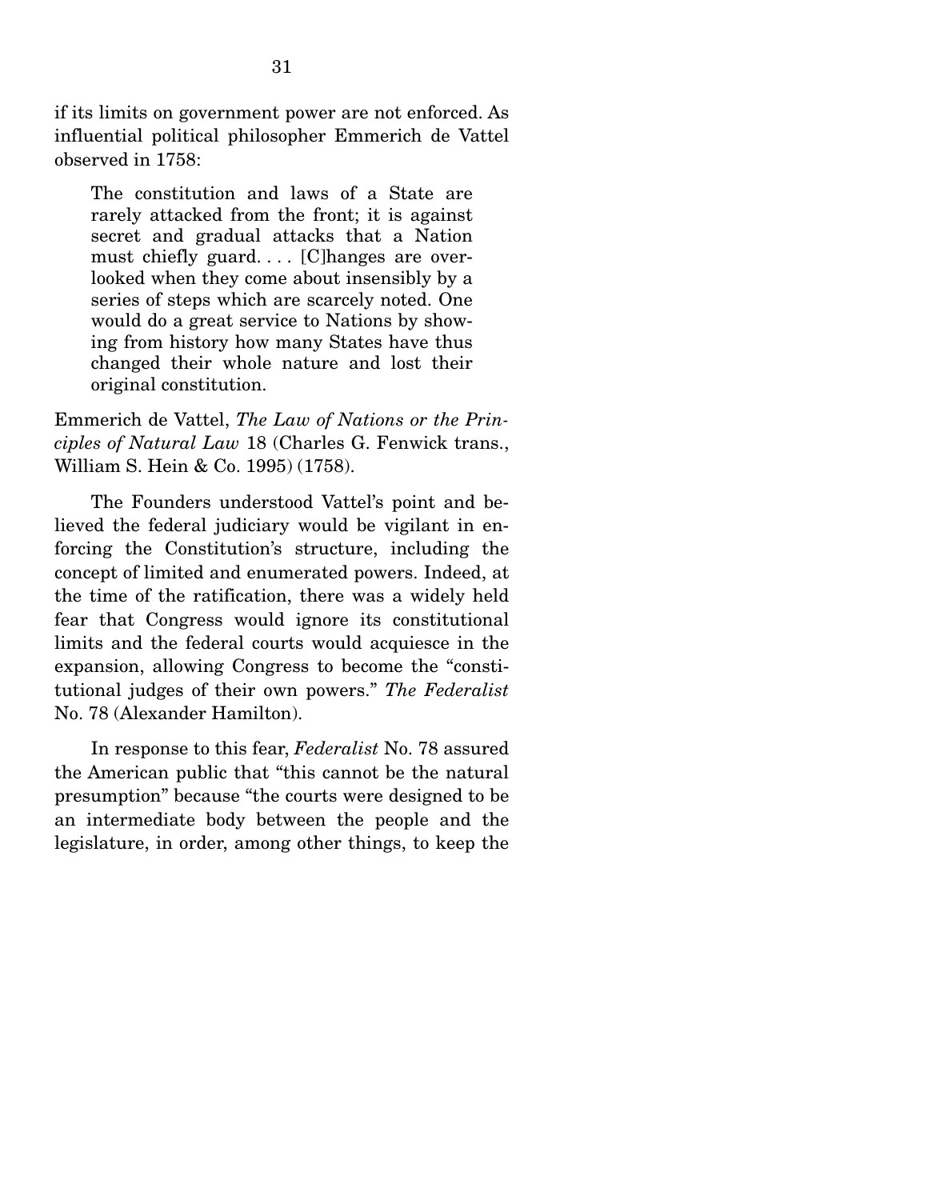if its limits on government power are not enforced. As influential political philosopher Emmerich de Vattel observed in 1758:

> The constitution and laws of a State are rarely attacked from the front; it is against secret and gradual attacks that a Nation must chiefly guard. . . . [C]hanges are overlooked when they come about insensibly by a series of steps which are scarcely noted. One would do a great service to Nations by showing from history how many States have thus changed their whole nature and lost their original constitution.

Emmerich de Vattel, *The Law of Nations or the Principles of Natural Law* 18 (Charles G. Fenwick trans., William S. Hein & Co. 1995) (1758).

The Founders understood Vattel's point and believed the federal judiciary would be vigilant in enforcing the Constitution's structure, including the concept of limited and enumerated powers. Indeed, at the time of the ratification, there was a widely held fear that Congress would ignore its constitutional limits and the federal courts would acquiesce in the expansion, allowing Congress to become the "constitutional judges of their own powers." *The Federalist* No. 78 (Alexander Hamilton).

In response to this fear, *Federalist* No. 78 assured the American public that "this cannot be the natural presumption" because "the courts were designed to be an intermediate body between the people and the legislature, in order, among other things, to keep the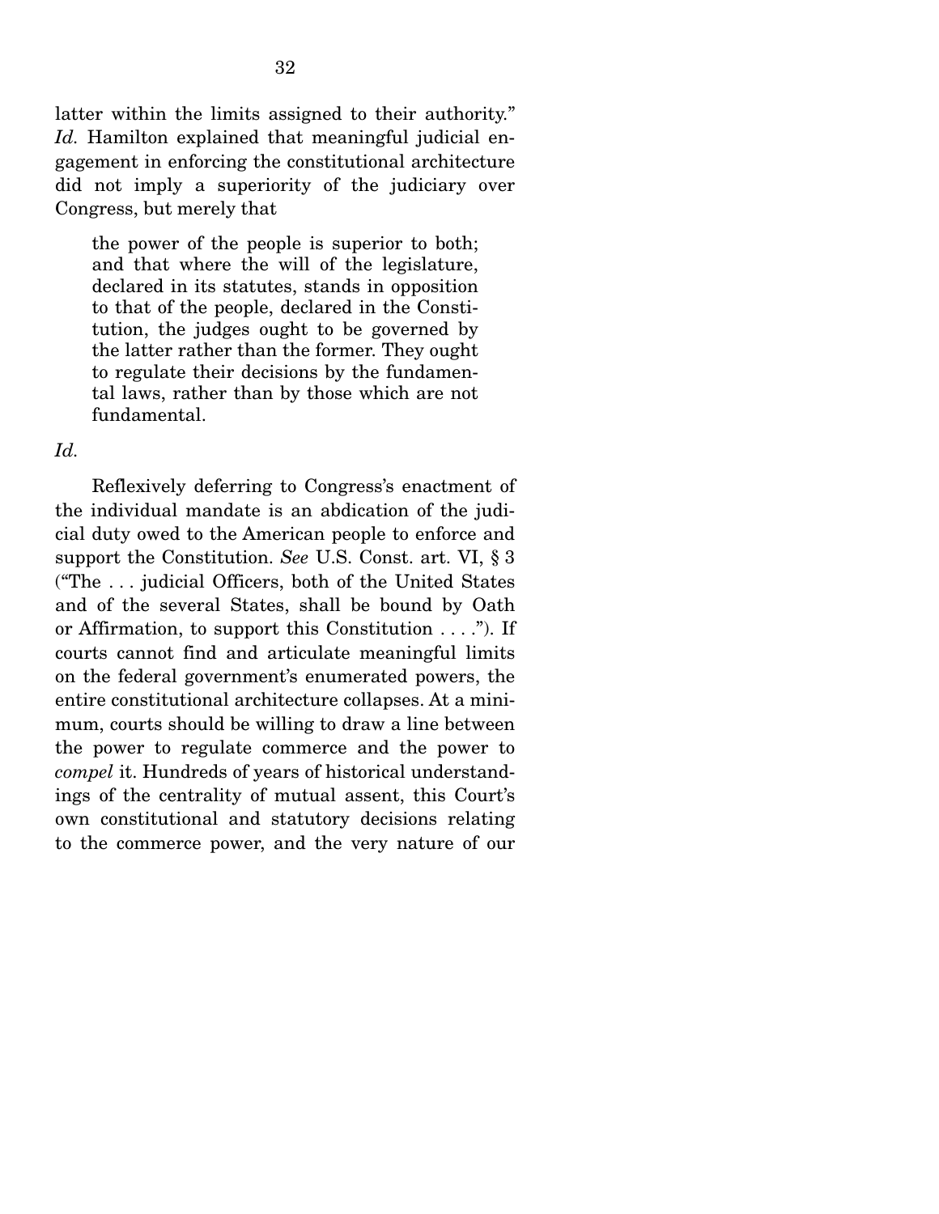latter within the limits assigned to their authority." *Id.* Hamilton explained that meaningful judicial engagement in enforcing the constitutional architecture did not imply a superiority of the judiciary over Congress, but merely that

> the power of the people is superior to both; and that where the will of the legislature, declared in its statutes, stands in opposition to that of the people, declared in the Constitution, the judges ought to be governed by the latter rather than the former. They ought to regulate their decisions by the fundamental laws, rather than by those which are not fundamental.

*Id.*

Reflexively deferring to Congress's enactment of the individual mandate is an abdication of the judicial duty owed to the American people to enforce and support the Constitution. *See* U.S. Const. art. VI, § 3 ("The . . . judicial Officers, both of the United States and of the several States, shall be bound by Oath or Affirmation, to support this Constitution . . . ."). If courts cannot find and articulate meaningful limits on the federal government's enumerated powers, the entire constitutional architecture collapses. At a minimum, courts should be willing to draw a line between the power to regulate commerce and the power to *compel* it. Hundreds of years of historical understandings of the centrality of mutual assent, this Court's own constitutional and statutory decisions relating to the commerce power, and the very nature of our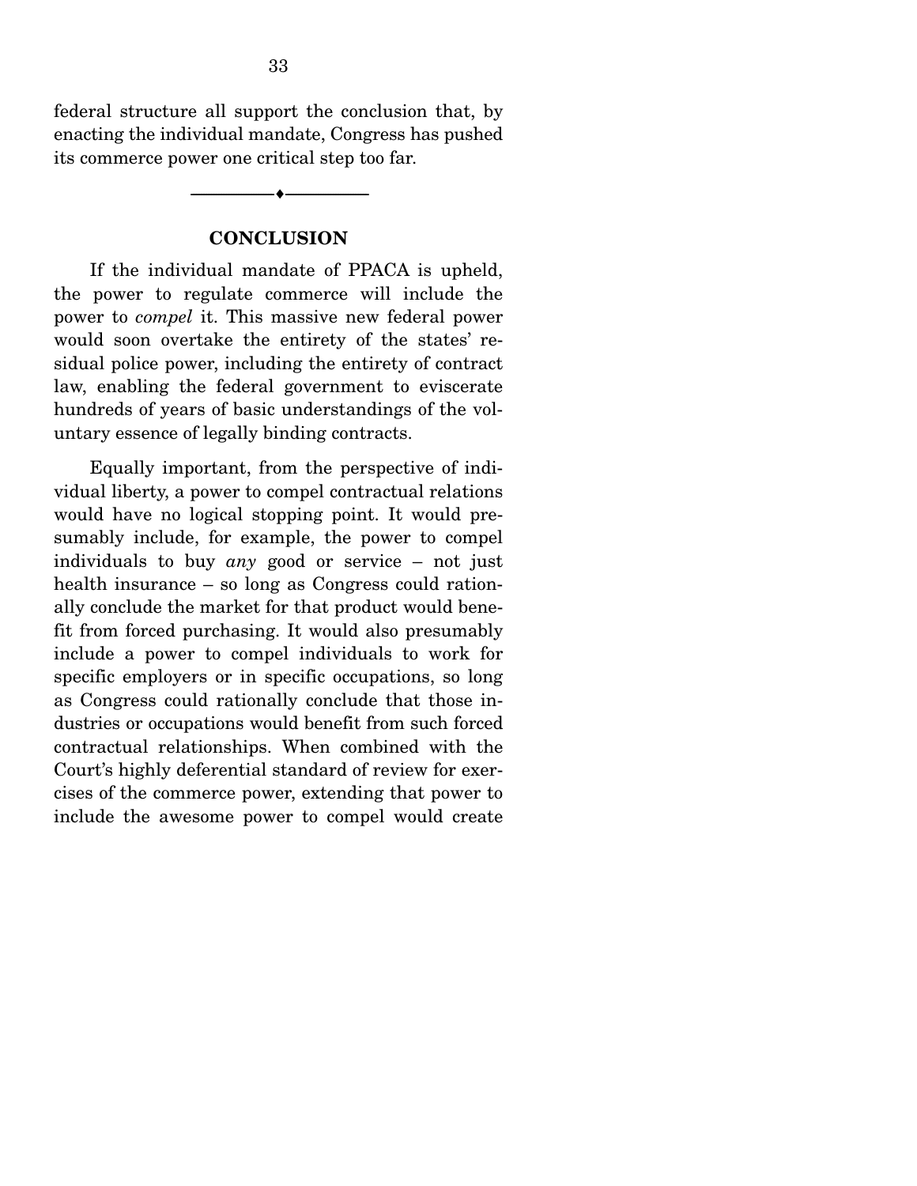federal structure all support the conclusion that, by enacting the individual mandate, Congress has pushed its commerce power one critical step too far.

---

## CONCLUSION

If the individual mandate of PPACA is upheld, the power to regulate commerce will include the power to *compel* it. This massive new federal power would soon overtake the entirety of the states' residual police power, including the entirety of contract law, enabling the federal government to eviscerate hundreds of years of basic understandings of the voluntary essence of legally binding contracts.

Equally important, from the perspective of individual liberty, a power to compel contractual relations would have no logical stopping point. It would presumably include, for example, the power to compel individuals to buy *any* good or service – not just health insurance – so long as Congress could rationally conclude the market for that product would benefit from forced purchasing. It would also presumably include a power to compel individuals to work for specific employers or in specific occupations, so long as Congress could rationally conclude that those industries or occupations would benefit from such forced contractual relationships. When combined with the Court's highly deferential standard of review for exercises of the commerce power, extending that power to include the awesome power to compel would create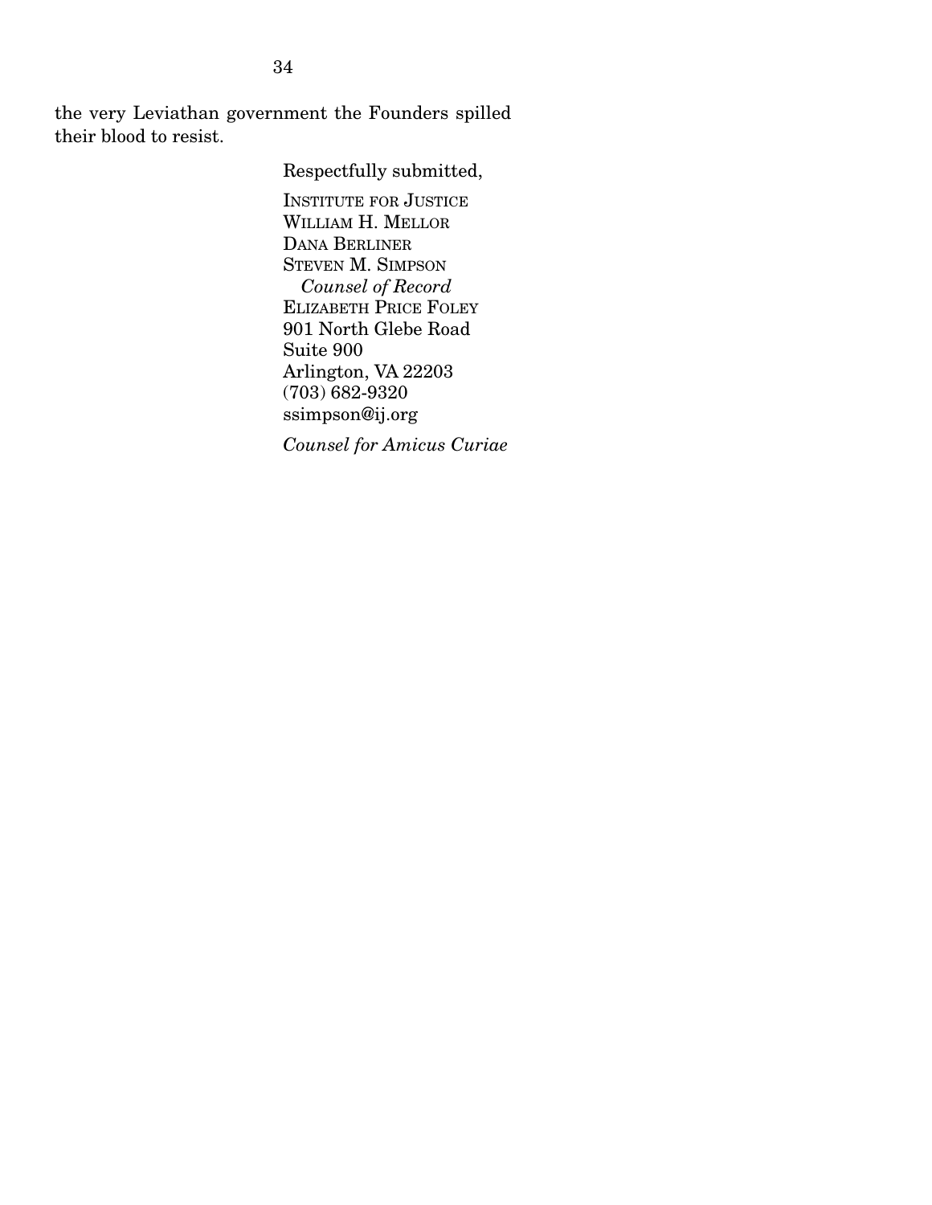the very Leviathan government the Founders spilled their blood to resist.

Respectfully submitted,

INSTITUTE FOR JUSTICE
WILLIAM H. MELLOR
DANA BERLINER
STEVEN M. SIMPSON
*Counsel of Record*
ELIZABETH PRICE FOLEY
901 North Glebe Road
Suite 900
Arlington, VA 22203
(703) 682-9320
ssimpson@ij.org

*Counsel for Amicus Curiae*